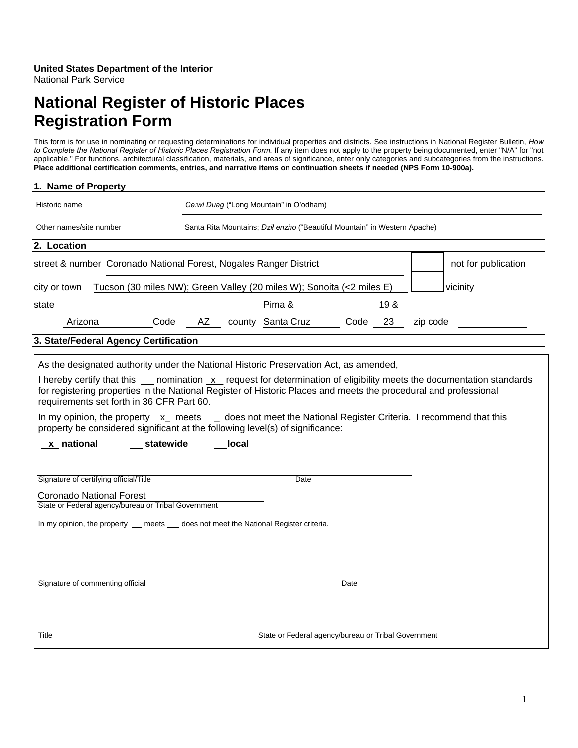**United States Department of the Interior**
National Park Service

# National Register of Historic Places Registration Form

This form is for use in nominating or requesting determinations for individual properties and districts. See instructions in National Register Bulletin, *How to Complete the National Register of Historic Places Registration Form.* If any item does not apply to the property being documented, enter "N/A" for "not applicable." For functions, architectural classification, materials, and areas of significance, enter only categories and subcategories from the instructions. **Place additional certification comments, entries, and narrative items on continuation sheets if needed (NPS Form 10-900a).**

## 1. Name of Property

Historic name: *Ce:wi Duag* ("Long Mountain" in O'odham)

Other names/site number: Santa Rita Mountains; *Dził enzho* ("Beautiful Mountain" in Western Apache)

## 2. Location

street & number: Coronado National Forest, Nogales Ranger District — [ ] not for publication

city or town: Tucson (30 miles NW); Green Valley (20 miles W); Sonoita (<2 miles E) — [ ] vicinity

state: Arizona Code: AZ county: Pima & Santa Cruz Code: 19 & 23 zip code: 

## 3. State/Federal Agency Certification

As the designated authority under the National Historic Preservation Act, as amended,

I hereby certify that this ___ nomination _x_ request for determination of eligibility meets the documentation standards for registering properties in the National Register of Historic Places and meets the procedural and professional requirements set forth in 36 CFR Part 60.

In my opinion, the property _x_ meets ___ does not meet the National Register Criteria. I recommend that this property be considered significant at the following level(s) of significance:

**_x_ national** **___ statewide** **___ local**

Signature of certifying official/Title Date

Coronado National Forest
State or Federal agency/bureau or Tribal Government

In my opinion, the property ___ meets ___ does not meet the National Register criteria.

Signature of commenting official Date

Title State or Federal agency/bureau or Tribal Government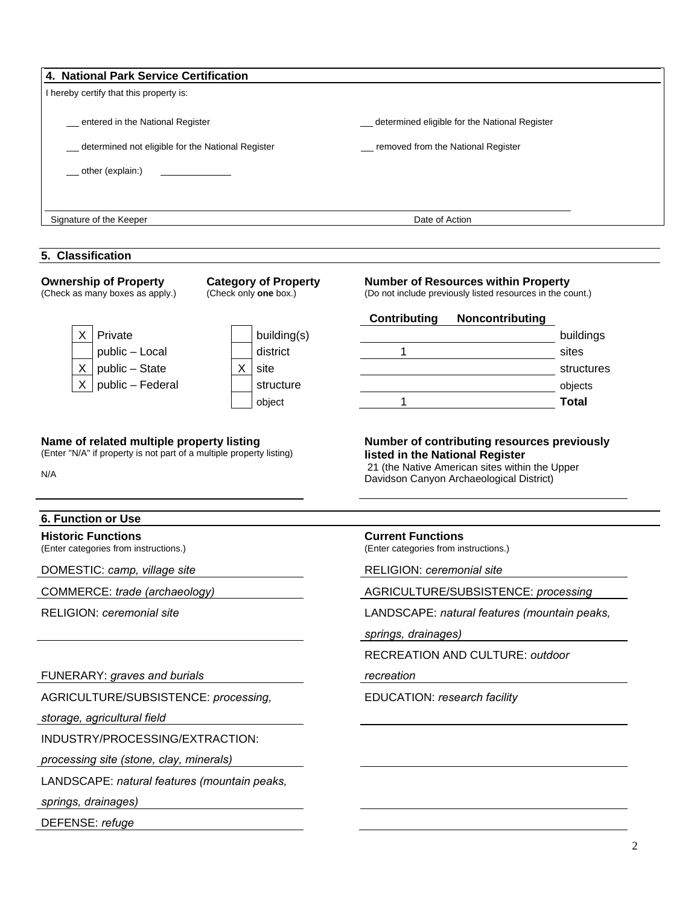## 4. National Park Service Certification

I hereby certify that this property is:

__ entered in the National Register

__ determined eligible for the National Register

__ determined not eligible for the National Register

__ removed from the National Register

__ other (explain:) _____________

Signature of the Keeper | Date of Action

## 5. Classification

**Ownership of Property**
(Check as many boxes as apply.)

| | |
|---|---|
| X | Private |
| | public – Local |
| X | public – State |
| X | public – Federal |

**Category of Property**
(Check only **one** box.)

| | |
|---|---|
| | building(s) |
| | district |
| X | site |
| | structure |
| | object |

**Number of Resources within Property**
(Do not include previously listed resources in the count.)

| Contributing | Noncontributing | |
|---|---|---|
| | | buildings |
| 1 | | sites |
| | | structures |
| | | objects |
| 1 | | **Total** |

**Name of related multiple property listing**
(Enter "N/A" if property is not part of a multiple property listing)

N/A

**Number of contributing resources previously listed in the National Register**

21 (the Native American sites within the Upper Davidson Canyon Archaeological District)

## 6. Function or Use

**Historic Functions**
(Enter categories from instructions.)

DOMESTIC: *camp, village site*

COMMERCE: *trade (archaeology)*

RELIGION: *ceremonial site*

FUNERARY: *graves and burials*

AGRICULTURE/SUBSISTENCE: *processing, storage, agricultural field*

INDUSTRY/PROCESSING/EXTRACTION: *processing site (stone, clay, minerals)*

LANDSCAPE: *natural features (mountain peaks, springs, drainages)*

DEFENSE: *refuge*

**Current Functions**
(Enter categories from instructions.)

RELIGION: *ceremonial site*

AGRICULTURE/SUBSISTENCE: *processing*

LANDSCAPE: *natural features (mountain peaks, springs, drainages)*

RECREATION AND CULTURE: *outdoor recreation*

EDUCATION: *research facility*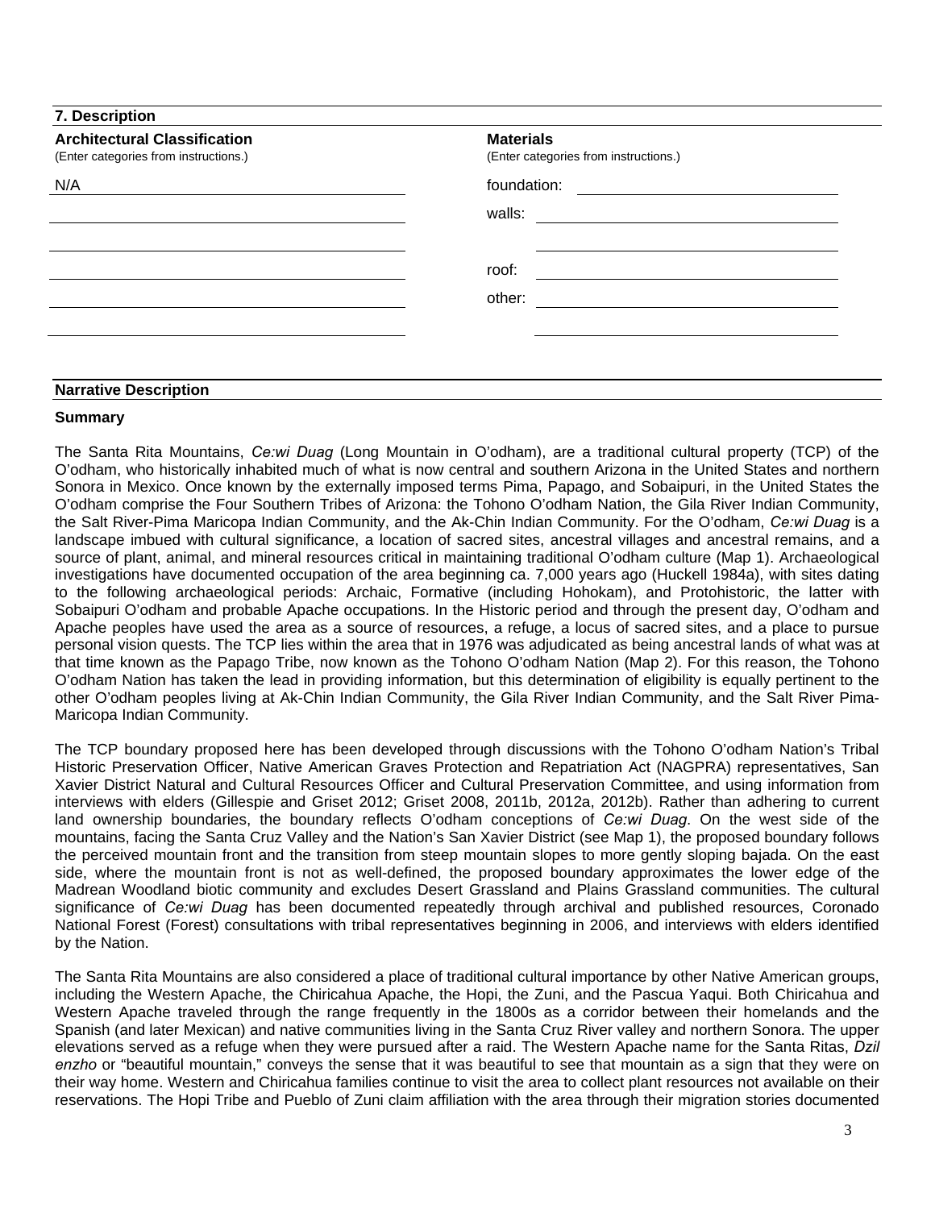## 7. Description

| **Architectural Classification** (Enter categories from instructions.) | **Materials** (Enter categories from instructions.) | |
|---|---|---|
| N/A | foundation: | |
| | walls: | |
| | | |
| | roof: | |
| | other: | |
| | | |

## Narrative Description

### Summary

The Santa Rita Mountains, *Ce:wi Duag* (Long Mountain in O'odham), are a traditional cultural property (TCP) of the O'odham, who historically inhabited much of what is now central and southern Arizona in the United States and northern Sonora in Mexico. Once known by the externally imposed terms Pima, Papago, and Sobaipuri, in the United States the O'odham comprise the Four Southern Tribes of Arizona: the Tohono O'odham Nation, the Gila River Indian Community, the Salt River-Pima Maricopa Indian Community, and the Ak-Chin Indian Community. For the O'odham, *Ce:wi Duag* is a landscape imbued with cultural significance, a location of sacred sites, ancestral villages and ancestral remains, and a source of plant, animal, and mineral resources critical in maintaining traditional O'odham culture (Map 1). Archaeological investigations have documented occupation of the area beginning ca. 7,000 years ago (Huckell 1984a), with sites dating to the following archaeological periods: Archaic, Formative (including Hohokam), and Protohistoric, the latter with Sobaipuri O'odham and probable Apache occupations. In the Historic period and through the present day, O'odham and Apache peoples have used the area as a source of resources, a refuge, a locus of sacred sites, and a place to pursue personal vision quests. The TCP lies within the area that in 1976 was adjudicated as being ancestral lands of what was at that time known as the Papago Tribe, now known as the Tohono O'odham Nation (Map 2). For this reason, the Tohono O'odham Nation has taken the lead in providing information, but this determination of eligibility is equally pertinent to the other O'odham peoples living at Ak-Chin Indian Community, the Gila River Indian Community, and the Salt River Pima-Maricopa Indian Community.

The TCP boundary proposed here has been developed through discussions with the Tohono O'odham Nation's Tribal Historic Preservation Officer, Native American Graves Protection and Repatriation Act (NAGPRA) representatives, San Xavier District Natural and Cultural Resources Officer and Cultural Preservation Committee, and using information from interviews with elders (Gillespie and Griset 2012; Griset 2008, 2011b, 2012a, 2012b). Rather than adhering to current land ownership boundaries, the boundary reflects O'odham conceptions of *Ce:wi Duag*. On the west side of the mountains, facing the Santa Cruz Valley and the Nation's San Xavier District (see Map 1), the proposed boundary follows the perceived mountain front and the transition from steep mountain slopes to more gently sloping bajada. On the east side, where the mountain front is not as well-defined, the proposed boundary approximates the lower edge of the Madrean Woodland biotic community and excludes Desert Grassland and Plains Grassland communities. The cultural significance of *Ce:wi Duag* has been documented repeatedly through archival and published resources, Coronado National Forest (Forest) consultations with tribal representatives beginning in 2006, and interviews with elders identified by the Nation.

The Santa Rita Mountains are also considered a place of traditional cultural importance by other Native American groups, including the Western Apache, the Chiricahua Apache, the Hopi, the Zuni, and the Pascua Yaqui. Both Chiricahua and Western Apache traveled through the range frequently in the 1800s as a corridor between their homelands and the Spanish (and later Mexican) and native communities living in the Santa Cruz River valley and northern Sonora. The upper elevations served as a refuge when they were pursued after a raid. The Western Apache name for the Santa Ritas, *Dzil enzho* or "beautiful mountain," conveys the sense that it was beautiful to see that mountain as a sign that they were on their way home. Western and Chiricahua families continue to visit the area to collect plant resources not available on their reservations. The Hopi Tribe and Pueblo of Zuni claim affiliation with the area through their migration stories documented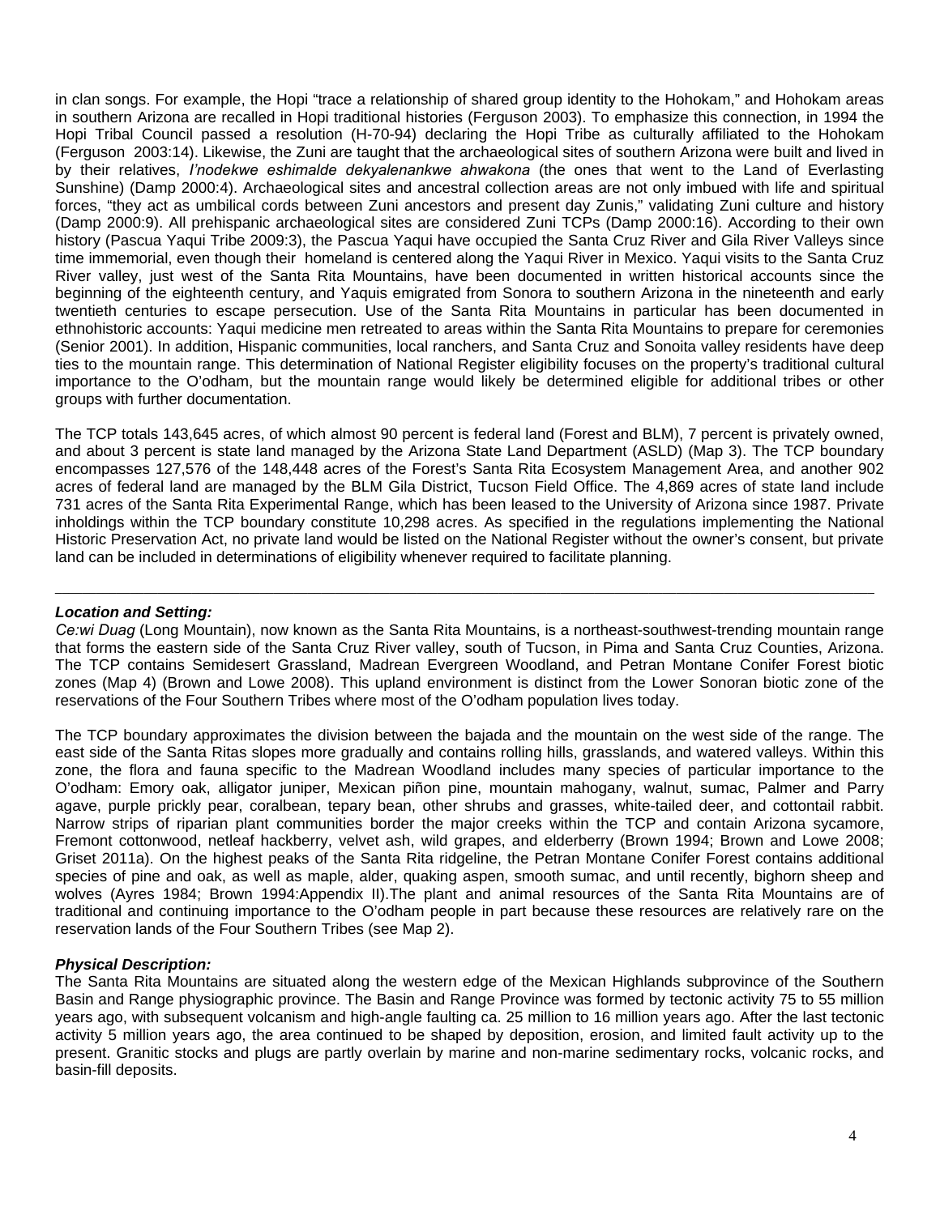in clan songs. For example, the Hopi "trace a relationship of shared group identity to the Hohokam," and Hohokam areas in southern Arizona are recalled in Hopi traditional histories (Ferguson 2003). To emphasize this connection, in 1994 the Hopi Tribal Council passed a resolution (H-70-94) declaring the Hopi Tribe as culturally affiliated to the Hohokam (Ferguson 2003:14). Likewise, the Zuni are taught that the archaeological sites of southern Arizona were built and lived in by their relatives, *I'nodekwe eshimalde dekyalenankwe ahwakona* (the ones that went to the Land of Everlasting Sunshine) (Damp 2000:4). Archaeological sites and ancestral collection areas are not only imbued with life and spiritual forces, "they act as umbilical cords between Zuni ancestors and present day Zunis," validating Zuni culture and history (Damp 2000:9). All prehispanic archaeological sites are considered Zuni TCPs (Damp 2000:16). According to their own history (Pascua Yaqui Tribe 2009:3), the Pascua Yaqui have occupied the Santa Cruz River and Gila River Valleys since time immemorial, even though their homeland is centered along the Yaqui River in Mexico. Yaqui visits to the Santa Cruz River valley, just west of the Santa Rita Mountains, have been documented in written historical accounts since the beginning of the eighteenth century, and Yaquis emigrated from Sonora to southern Arizona in the nineteenth and early twentieth centuries to escape persecution. Use of the Santa Rita Mountains in particular has been documented in ethnohistoric accounts: Yaqui medicine men retreated to areas within the Santa Rita Mountains to prepare for ceremonies (Senior 2001). In addition, Hispanic communities, local ranchers, and Santa Cruz and Sonoita valley residents have deep ties to the mountain range. This determination of National Register eligibility focuses on the property's traditional cultural importance to the O'odham, but the mountain range would likely be determined eligible for additional tribes or other groups with further documentation.

The TCP totals 143,645 acres, of which almost 90 percent is federal land (Forest and BLM), 7 percent is privately owned, and about 3 percent is state land managed by the Arizona State Land Department (ASLD) (Map 3). The TCP boundary encompasses 127,576 of the 148,448 acres of the Forest's Santa Rita Ecosystem Management Area, and another 902 acres of federal land are managed by the BLM Gila District, Tucson Field Office. The 4,869 acres of state land include 731 acres of the Santa Rita Experimental Range, which has been leased to the University of Arizona since 1987. Private inholdings within the TCP boundary constitute 10,298 acres. As specified in the regulations implementing the National Historic Preservation Act, no private land would be listed on the National Register without the owner's consent, but private land can be included in determinations of eligibility whenever required to facilitate planning.

---

***Location and Setting:***

*Ce:wi Duag* (Long Mountain), now known as the Santa Rita Mountains, is a northeast-southwest-trending mountain range that forms the eastern side of the Santa Cruz River valley, south of Tucson, in Pima and Santa Cruz Counties, Arizona. The TCP contains Semidesert Grassland, Madrean Evergreen Woodland, and Petran Montane Conifer Forest biotic zones (Map 4) (Brown and Lowe 2008). This upland environment is distinct from the Lower Sonoran biotic zone of the reservations of the Four Southern Tribes where most of the O'odham population lives today.

The TCP boundary approximates the division between the bajada and the mountain on the west side of the range. The east side of the Santa Ritas slopes more gradually and contains rolling hills, grasslands, and watered valleys. Within this zone, the flora and fauna specific to the Madrean Woodland includes many species of particular importance to the O'odham: Emory oak, alligator juniper, Mexican piñon pine, mountain mahogany, walnut, sumac, Palmer and Parry agave, purple prickly pear, coralbean, tepary bean, other shrubs and grasses, white-tailed deer, and cottontail rabbit. Narrow strips of riparian plant communities border the major creeks within the TCP and contain Arizona sycamore, Fremont cottonwood, netleaf hackberry, velvet ash, wild grapes, and elderberry (Brown 1994; Brown and Lowe 2008; Griset 2011a). On the highest peaks of the Santa Rita ridgeline, the Petran Montane Conifer Forest contains additional species of pine and oak, as well as maple, alder, quaking aspen, smooth sumac, and until recently, bighorn sheep and wolves (Ayres 1984; Brown 1994:Appendix II).The plant and animal resources of the Santa Rita Mountains are of traditional and continuing importance to the O'odham people in part because these resources are relatively rare on the reservation lands of the Four Southern Tribes (see Map 2).

***Physical Description:***

The Santa Rita Mountains are situated along the western edge of the Mexican Highlands subprovince of the Southern Basin and Range physiographic province. The Basin and Range Province was formed by tectonic activity 75 to 55 million years ago, with subsequent volcanism and high-angle faulting ca. 25 million to 16 million years ago. After the last tectonic activity 5 million years ago, the area continued to be shaped by deposition, erosion, and limited fault activity up to the present. Granitic stocks and plugs are partly overlain by marine and non-marine sedimentary rocks, volcanic rocks, and basin-fill deposits.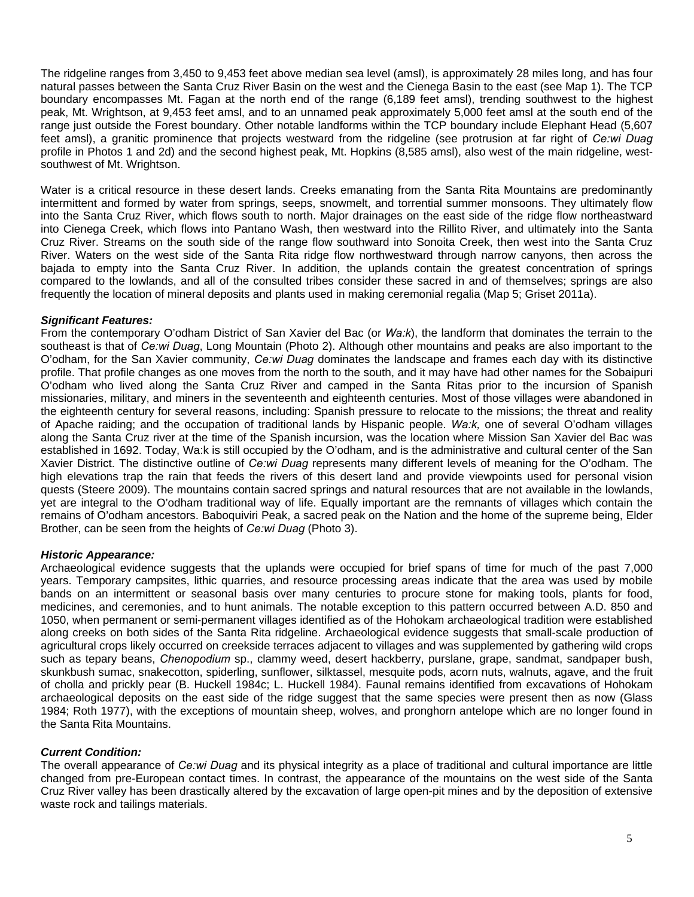The ridgeline ranges from 3,450 to 9,453 feet above median sea level (amsl), is approximately 28 miles long, and has four natural passes between the Santa Cruz River Basin on the west and the Cienega Basin to the east (see Map 1). The TCP boundary encompasses Mt. Fagan at the north end of the range (6,189 feet amsl), trending southwest to the highest peak, Mt. Wrightson, at 9,453 feet amsl, and to an unnamed peak approximately 5,000 feet amsl at the south end of the range just outside the Forest boundary. Other notable landforms within the TCP boundary include Elephant Head (5,607 feet amsl), a granitic prominence that projects westward from the ridgeline (see protrusion at far right of *Ce:wi Duag* profile in Photos 1 and 2d) and the second highest peak, Mt. Hopkins (8,585 amsl), also west of the main ridgeline, west-southwest of Mt. Wrightson.

Water is a critical resource in these desert lands. Creeks emanating from the Santa Rita Mountains are predominantly intermittent and formed by water from springs, seeps, snowmelt, and torrential summer monsoons. They ultimately flow into the Santa Cruz River, which flows south to north. Major drainages on the east side of the ridge flow northeastward into Cienega Creek, which flows into Pantano Wash, then westward into the Rillito River, and ultimately into the Santa Cruz River. Streams on the south side of the range flow southward into Sonoita Creek, then west into the Santa Cruz River. Waters on the west side of the Santa Rita ridge flow northwestward through narrow canyons, then across the bajada to empty into the Santa Cruz River. In addition, the uplands contain the greatest concentration of springs compared to the lowlands, and all of the consulted tribes consider these sacred in and of themselves; springs are also frequently the location of mineral deposits and plants used in making ceremonial regalia (Map 5; Griset 2011a).

***Significant Features:***

From the contemporary O'odham District of San Xavier del Bac (or *Wa:k*), the landform that dominates the terrain to the southeast is that of *Ce:wi Duag*, Long Mountain (Photo 2). Although other mountains and peaks are also important to the O'odham, for the San Xavier community, *Ce:wi Duag* dominates the landscape and frames each day with its distinctive profile. That profile changes as one moves from the north to the south, and it may have had other names for the Sobaipuri O'odham who lived along the Santa Cruz River and camped in the Santa Ritas prior to the incursion of Spanish missionaries, military, and miners in the seventeenth and eighteenth centuries. Most of those villages were abandoned in the eighteenth century for several reasons, including: Spanish pressure to relocate to the missions; the threat and reality of Apache raiding; and the occupation of traditional lands by Hispanic people. *Wa:k,* one of several O'odham villages along the Santa Cruz river at the time of the Spanish incursion, was the location where Mission San Xavier del Bac was established in 1692. Today, Wa:k is still occupied by the O'odham, and is the administrative and cultural center of the San Xavier District. The distinctive outline of *Ce:wi Duag* represents many different levels of meaning for the O'odham. The high elevations trap the rain that feeds the rivers of this desert land and provide viewpoints used for personal vision quests (Steere 2009). The mountains contain sacred springs and natural resources that are not available in the lowlands, yet are integral to the O'odham traditional way of life. Equally important are the remnants of villages which contain the remains of O'odham ancestors. Baboquiviri Peak, a sacred peak on the Nation and the home of the supreme being, Elder Brother, can be seen from the heights of *Ce:wi Duag* (Photo 3).

***Historic Appearance:***

Archaeological evidence suggests that the uplands were occupied for brief spans of time for much of the past 7,000 years. Temporary campsites, lithic quarries, and resource processing areas indicate that the area was used by mobile bands on an intermittent or seasonal basis over many centuries to procure stone for making tools, plants for food, medicines, and ceremonies, and to hunt animals. The notable exception to this pattern occurred between A.D. 850 and 1050, when permanent or semi-permanent villages identified as of the Hohokam archaeological tradition were established along creeks on both sides of the Santa Rita ridgeline. Archaeological evidence suggests that small-scale production of agricultural crops likely occurred on creekside terraces adjacent to villages and was supplemented by gathering wild crops such as tepary beans, *Chenopodium* sp., clammy weed, desert hackberry, purslane, grape, sandmat, sandpaper bush, skunkbush sumac, snakecotton, spiderling, sunflower, silktassel, mesquite pods, acorn nuts, walnuts, agave, and the fruit of cholla and prickly pear (B. Huckell 1984c; L. Huckell 1984). Faunal remains identified from excavations of Hohokam archaeological deposits on the east side of the ridge suggest that the same species were present then as now (Glass 1984; Roth 1977), with the exceptions of mountain sheep, wolves, and pronghorn antelope which are no longer found in the Santa Rita Mountains.

***Current Condition:***

The overall appearance of *Ce:wi Duag* and its physical integrity as a place of traditional and cultural importance are little changed from pre-European contact times. In contrast, the appearance of the mountains on the west side of the Santa Cruz River valley has been drastically altered by the excavation of large open-pit mines and by the deposition of extensive waste rock and tailings materials.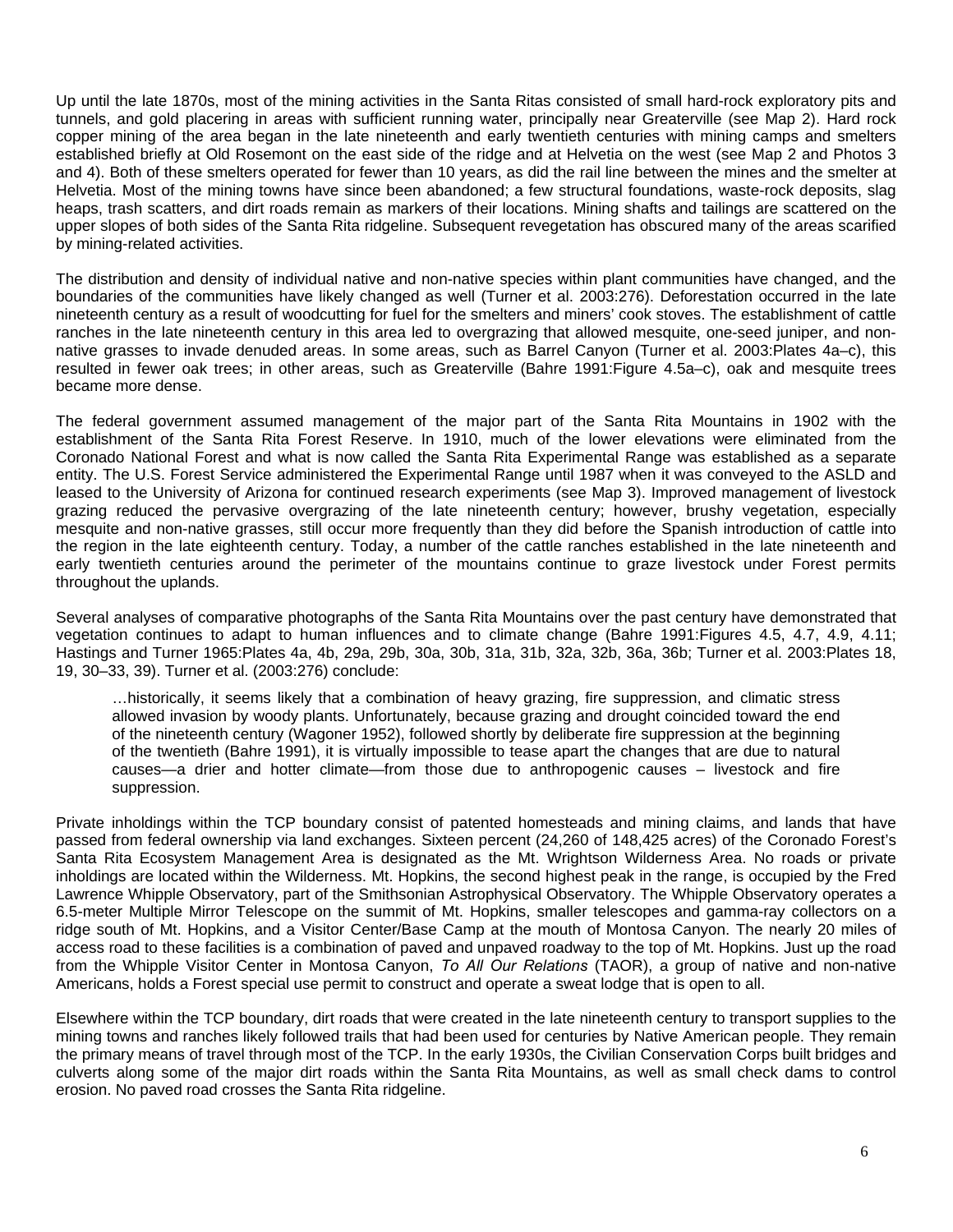Up until the late 1870s, most of the mining activities in the Santa Ritas consisted of small hard-rock exploratory pits and tunnels, and gold placering in areas with sufficient running water, principally near Greaterville (see Map 2). Hard rock copper mining of the area began in the late nineteenth and early twentieth centuries with mining camps and smelters established briefly at Old Rosemont on the east side of the ridge and at Helvetia on the west (see Map 2 and Photos 3 and 4). Both of these smelters operated for fewer than 10 years, as did the rail line between the mines and the smelter at Helvetia. Most of the mining towns have since been abandoned; a few structural foundations, waste-rock deposits, slag heaps, trash scatters, and dirt roads remain as markers of their locations. Mining shafts and tailings are scattered on the upper slopes of both sides of the Santa Rita ridgeline. Subsequent revegetation has obscured many of the areas scarified by mining-related activities.

The distribution and density of individual native and non-native species within plant communities have changed, and the boundaries of the communities have likely changed as well (Turner et al. 2003:276). Deforestation occurred in the late nineteenth century as a result of woodcutting for fuel for the smelters and miners' cook stoves. The establishment of cattle ranches in the late nineteenth century in this area led to overgrazing that allowed mesquite, one-seed juniper, and non-native grasses to invade denuded areas. In some areas, such as Barrel Canyon (Turner et al. 2003:Plates 4a–c), this resulted in fewer oak trees; in other areas, such as Greaterville (Bahre 1991:Figure 4.5a–c), oak and mesquite trees became more dense.

The federal government assumed management of the major part of the Santa Rita Mountains in 1902 with the establishment of the Santa Rita Forest Reserve. In 1910, much of the lower elevations were eliminated from the Coronado National Forest and what is now called the Santa Rita Experimental Range was established as a separate entity. The U.S. Forest Service administered the Experimental Range until 1987 when it was conveyed to the ASLD and leased to the University of Arizona for continued research experiments (see Map 3). Improved management of livestock grazing reduced the pervasive overgrazing of the late nineteenth century; however, brushy vegetation, especially mesquite and non-native grasses, still occur more frequently than they did before the Spanish introduction of cattle into the region in the late eighteenth century. Today, a number of the cattle ranches established in the late nineteenth and early twentieth centuries around the perimeter of the mountains continue to graze livestock under Forest permits throughout the uplands.

Several analyses of comparative photographs of the Santa Rita Mountains over the past century have demonstrated that vegetation continues to adapt to human influences and to climate change (Bahre 1991:Figures 4.5, 4.7, 4.9, 4.11; Hastings and Turner 1965:Plates 4a, 4b, 29a, 29b, 30a, 30b, 31a, 31b, 32a, 32b, 36a, 36b; Turner et al. 2003:Plates 18, 19, 30–33, 39). Turner et al. (2003:276) conclude:

> …historically, it seems likely that a combination of heavy grazing, fire suppression, and climatic stress allowed invasion by woody plants. Unfortunately, because grazing and drought coincided toward the end of the nineteenth century (Wagoner 1952), followed shortly by deliberate fire suppression at the beginning of the twentieth (Bahre 1991), it is virtually impossible to tease apart the changes that are due to natural causes—a drier and hotter climate—from those due to anthropogenic causes – livestock and fire suppression.

Private inholdings within the TCP boundary consist of patented homesteads and mining claims, and lands that have passed from federal ownership via land exchanges. Sixteen percent (24,260 of 148,425 acres) of the Coronado Forest's Santa Rita Ecosystem Management Area is designated as the Mt. Wrightson Wilderness Area. No roads or private inholdings are located within the Wilderness. Mt. Hopkins, the second highest peak in the range, is occupied by the Fred Lawrence Whipple Observatory, part of the Smithsonian Astrophysical Observatory. The Whipple Observatory operates a 6.5-meter Multiple Mirror Telescope on the summit of Mt. Hopkins, smaller telescopes and gamma-ray collectors on a ridge south of Mt. Hopkins, and a Visitor Center/Base Camp at the mouth of Montosa Canyon. The nearly 20 miles of access road to these facilities is a combination of paved and unpaved roadway to the top of Mt. Hopkins. Just up the road from the Whipple Visitor Center in Montosa Canyon, *To All Our Relations* (TAOR), a group of native and non-native Americans, holds a Forest special use permit to construct and operate a sweat lodge that is open to all.

Elsewhere within the TCP boundary, dirt roads that were created in the late nineteenth century to transport supplies to the mining towns and ranches likely followed trails that had been used for centuries by Native American people. They remain the primary means of travel through most of the TCP. In the early 1930s, the Civilian Conservation Corps built bridges and culverts along some of the major dirt roads within the Santa Rita Mountains, as well as small check dams to control erosion. No paved road crosses the Santa Rita ridgeline.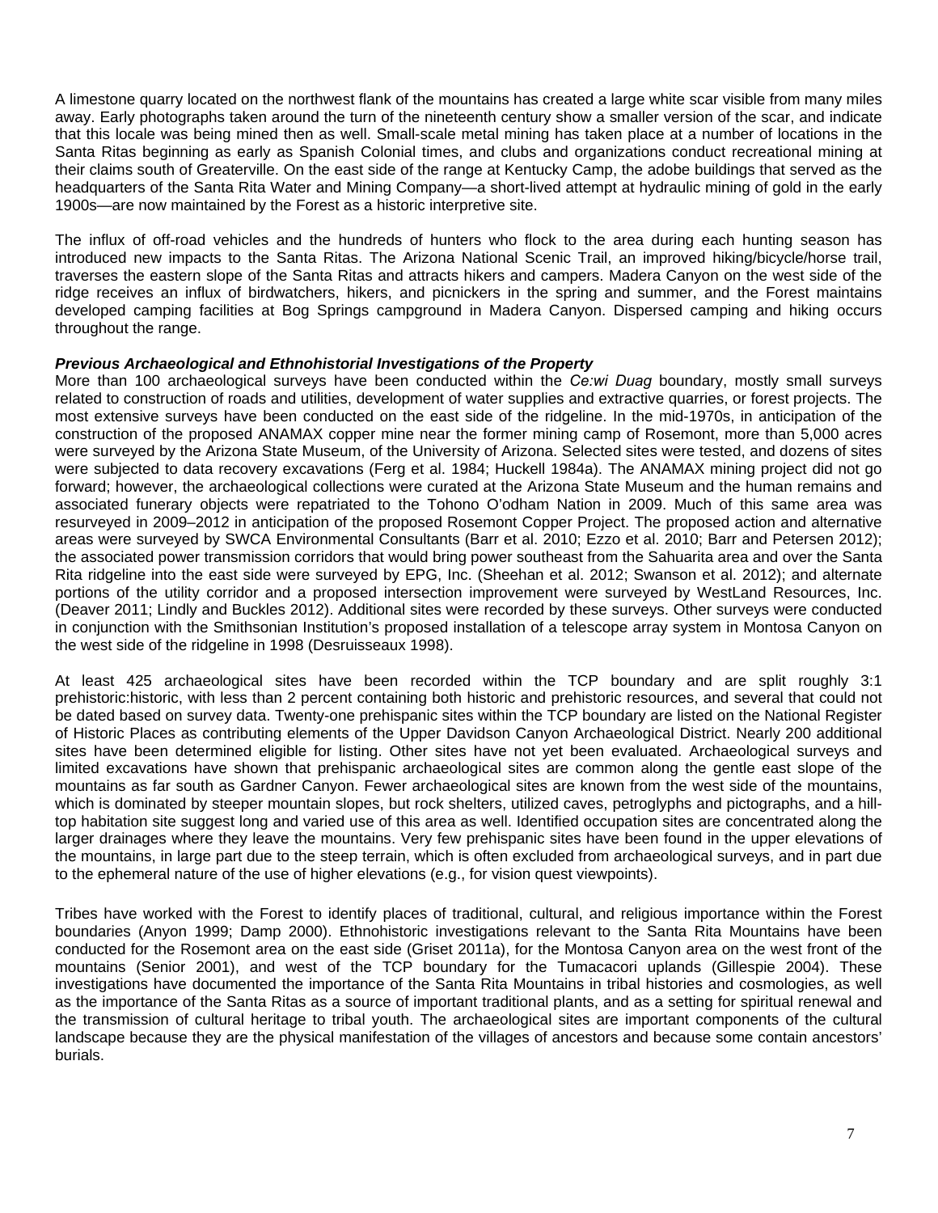A limestone quarry located on the northwest flank of the mountains has created a large white scar visible from many miles away. Early photographs taken around the turn of the nineteenth century show a smaller version of the scar, and indicate that this locale was being mined then as well. Small-scale metal mining has taken place at a number of locations in the Santa Ritas beginning as early as Spanish Colonial times, and clubs and organizations conduct recreational mining at their claims south of Greaterville. On the east side of the range at Kentucky Camp, the adobe buildings that served as the headquarters of the Santa Rita Water and Mining Company—a short-lived attempt at hydraulic mining of gold in the early 1900s—are now maintained by the Forest as a historic interpretive site.

The influx of off-road vehicles and the hundreds of hunters who flock to the area during each hunting season has introduced new impacts to the Santa Ritas. The Arizona National Scenic Trail, an improved hiking/bicycle/horse trail, traverses the eastern slope of the Santa Ritas and attracts hikers and campers. Madera Canyon on the west side of the ridge receives an influx of birdwatchers, hikers, and picnickers in the spring and summer, and the Forest maintains developed camping facilities at Bog Springs campground in Madera Canyon. Dispersed camping and hiking occurs throughout the range.

***Previous Archaeological and Ethnohistorial Investigations of the Property***

More than 100 archaeological surveys have been conducted within the *Ce:wi Duag* boundary, mostly small surveys related to construction of roads and utilities, development of water supplies and extractive quarries, or forest projects. The most extensive surveys have been conducted on the east side of the ridgeline. In the mid-1970s, in anticipation of the construction of the proposed ANAMAX copper mine near the former mining camp of Rosemont, more than 5,000 acres were surveyed by the Arizona State Museum, of the University of Arizona. Selected sites were tested, and dozens of sites were subjected to data recovery excavations (Ferg et al. 1984; Huckell 1984a). The ANAMAX mining project did not go forward; however, the archaeological collections were curated at the Arizona State Museum and the human remains and associated funerary objects were repatriated to the Tohono O'odham Nation in 2009. Much of this same area was resurveyed in 2009–2012 in anticipation of the proposed Rosemont Copper Project. The proposed action and alternative areas were surveyed by SWCA Environmental Consultants (Barr et al. 2010; Ezzo et al. 2010; Barr and Petersen 2012); the associated power transmission corridors that would bring power southeast from the Sahuarita area and over the Santa Rita ridgeline into the east side were surveyed by EPG, Inc. (Sheehan et al. 2012; Swanson et al. 2012); and alternate portions of the utility corridor and a proposed intersection improvement were surveyed by WestLand Resources, Inc. (Deaver 2011; Lindly and Buckles 2012). Additional sites were recorded by these surveys. Other surveys were conducted in conjunction with the Smithsonian Institution's proposed installation of a telescope array system in Montosa Canyon on the west side of the ridgeline in 1998 (Desruisseaux 1998).

At least 425 archaeological sites have been recorded within the TCP boundary and are split roughly 3:1 prehistoric:historic, with less than 2 percent containing both historic and prehistoric resources, and several that could not be dated based on survey data. Twenty-one prehispanic sites within the TCP boundary are listed on the National Register of Historic Places as contributing elements of the Upper Davidson Canyon Archaeological District. Nearly 200 additional sites have been determined eligible for listing. Other sites have not yet been evaluated. Archaeological surveys and limited excavations have shown that prehispanic archaeological sites are common along the gentle east slope of the mountains as far south as Gardner Canyon. Fewer archaeological sites are known from the west side of the mountains, which is dominated by steeper mountain slopes, but rock shelters, utilized caves, petroglyphs and pictographs, and a hill-top habitation site suggest long and varied use of this area as well. Identified occupation sites are concentrated along the larger drainages where they leave the mountains. Very few prehispanic sites have been found in the upper elevations of the mountains, in large part due to the steep terrain, which is often excluded from archaeological surveys, and in part due to the ephemeral nature of the use of higher elevations (e.g., for vision quest viewpoints).

Tribes have worked with the Forest to identify places of traditional, cultural, and religious importance within the Forest boundaries (Anyon 1999; Damp 2000). Ethnohistoric investigations relevant to the Santa Rita Mountains have been conducted for the Rosemont area on the east side (Griset 2011a), for the Montosa Canyon area on the west front of the mountains (Senior 2001), and west of the TCP boundary for the Tumacacori uplands (Gillespie 2004). These investigations have documented the importance of the Santa Rita Mountains in tribal histories and cosmologies, as well as the importance of the Santa Ritas as a source of important traditional plants, and as a setting for spiritual renewal and the transmission of cultural heritage to tribal youth. The archaeological sites are important components of the cultural landscape because they are the physical manifestation of the villages of ancestors and because some contain ancestors' burials.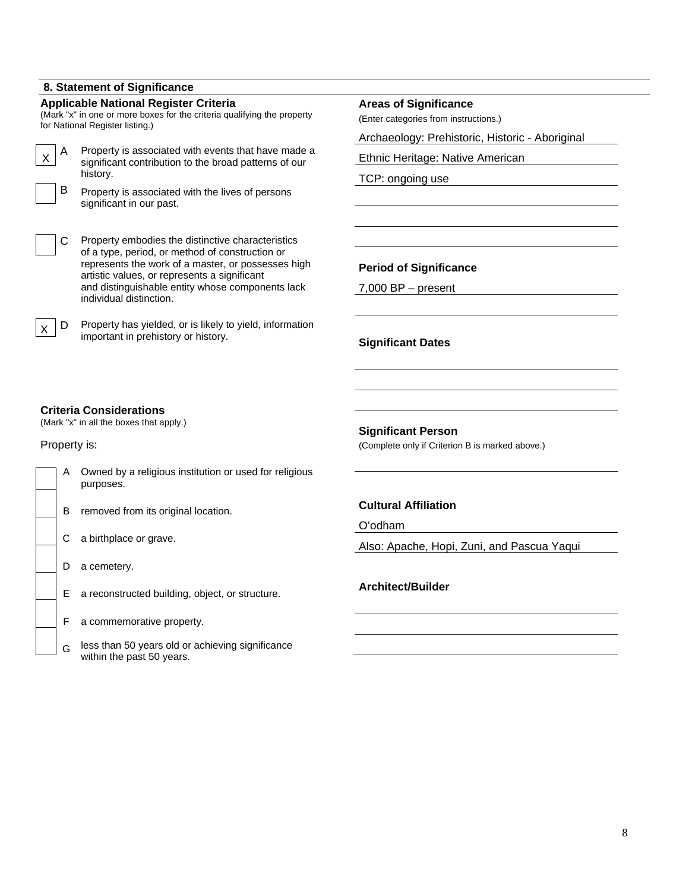## 8. Statement of Significance

**Applicable National Register Criteria**
(Mark "x" in one or more boxes for the criteria qualifying the property for National Register listing.)

- [X] **A** Property is associated with events that have made a significant contribution to the broad patterns of our history.
- [ ] **B** Property is associated with the lives of persons significant in our past.
- [ ] **C** Property embodies the distinctive characteristics of a type, period, or method of construction or represents the work of a master, or possesses high artistic values, or represents a significant and distinguishable entity whose components lack individual distinction.
- [X] **D** Property has yielded, or is likely to yield, information important in prehistory or history.

**Criteria Considerations**
(Mark "x" in all the boxes that apply.)

Property is:

- [ ] **A** Owned by a religious institution or used for religious purposes.
- [ ] **B** removed from its original location.
- [ ] **C** a birthplace or grave.
- [ ] **D** a cemetery.
- [ ] **E** a reconstructed building, object, or structure.
- [ ] **F** a commemorative property.
- [ ] **G** less than 50 years old or achieving significance within the past 50 years.

**Areas of Significance**
(Enter categories from instructions.)

Archaeology: Prehistoric, Historic - Aboriginal

Ethnic Heritage: Native American

TCP: ongoing use

**Period of Significance**

7,000 BP – present

**Significant Dates**

**Significant Person**
(Complete only if Criterion B is marked above.)

**Cultural Affiliation**

O'odham

Also: Apache, Hopi, Zuni, and Pascua Yaqui

**Architect/Builder**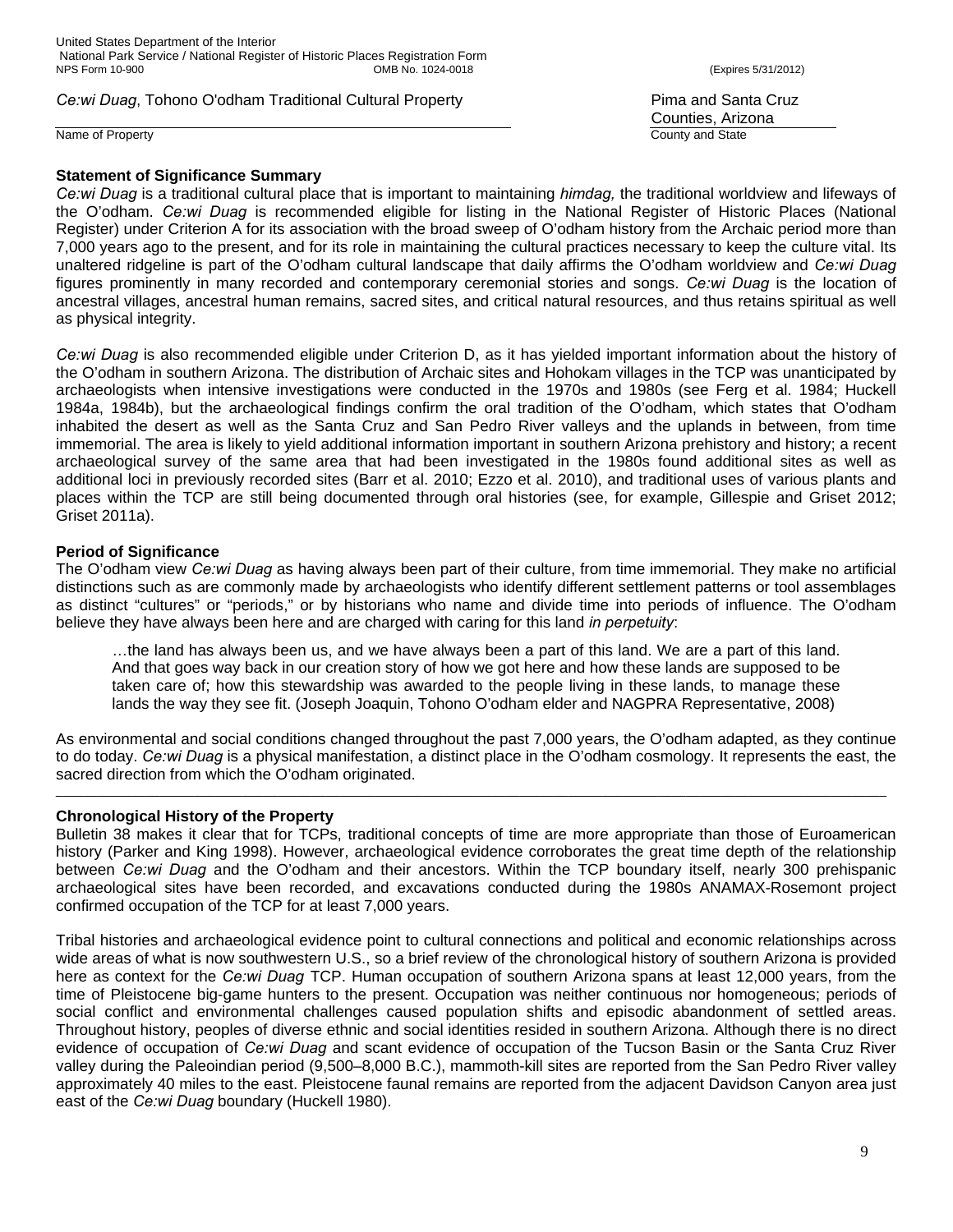**Statement of Significance Summary**

*Ce:wi Duag* is a traditional cultural place that is important to maintaining *himdag,* the traditional worldview and lifeways of the O'odham. *Ce:wi Duag* is recommended eligible for listing in the National Register of Historic Places (National Register) under Criterion A for its association with the broad sweep of O'odham history from the Archaic period more than 7,000 years ago to the present, and for its role in maintaining the cultural practices necessary to keep the culture vital. Its unaltered ridgeline is part of the O'odham cultural landscape that daily affirms the O'odham worldview and *Ce:wi Duag* figures prominently in many recorded and contemporary ceremonial stories and songs. *Ce:wi Duag* is the location of ancestral villages, ancestral human remains, sacred sites, and critical natural resources, and thus retains spiritual as well as physical integrity.

*Ce:wi Duag* is also recommended eligible under Criterion D, as it has yielded important information about the history of the O'odham in southern Arizona. The distribution of Archaic sites and Hohokam villages in the TCP was unanticipated by archaeologists when intensive investigations were conducted in the 1970s and 1980s (see Ferg et al. 1984; Huckell 1984a, 1984b), but the archaeological findings confirm the oral tradition of the O'odham, which states that O'odham inhabited the desert as well as the Santa Cruz and San Pedro River valleys and the uplands in between, from time immemorial. The area is likely to yield additional information important in southern Arizona prehistory and history; a recent archaeological survey of the same area that had been investigated in the 1980s found additional sites as well as additional loci in previously recorded sites (Barr et al. 2010; Ezzo et al. 2010), and traditional uses of various plants and places within the TCP are still being documented through oral histories (see, for example, Gillespie and Griset 2012; Griset 2011a).

**Period of Significance**

The O'odham view *Ce:wi Duag* as having always been part of their culture, from time immemorial. They make no artificial distinctions such as are commonly made by archaeologists who identify different settlement patterns or tool assemblages as distinct "cultures" or "periods," or by historians who name and divide time into periods of influence. The O'odham believe they have always been here and are charged with caring for this land *in perpetuity*:

> …the land has always been us, and we have always been a part of this land. We are a part of this land. And that goes way back in our creation story of how we got here and how these lands are supposed to be taken care of; how this stewardship was awarded to the people living in these lands, to manage these lands the way they see fit. (Joseph Joaquin, Tohono O'odham elder and NAGPRA Representative, 2008)

As environmental and social conditions changed throughout the past 7,000 years, the O'odham adapted, as they continue to do today. *Ce:wi Duag* is a physical manifestation, a distinct place in the O'odham cosmology. It represents the east, the sacred direction from which the O'odham originated.

---

**Chronological History of the Property**

Bulletin 38 makes it clear that for TCPs, traditional concepts of time are more appropriate than those of Euroamerican history (Parker and King 1998). However, archaeological evidence corroborates the great time depth of the relationship between *Ce:wi Duag* and the O'odham and their ancestors. Within the TCP boundary itself, nearly 300 prehispanic archaeological sites have been recorded, and excavations conducted during the 1980s ANAMAX-Rosemont project confirmed occupation of the TCP for at least 7,000 years.

Tribal histories and archaeological evidence point to cultural connections and political and economic relationships across wide areas of what is now southwestern U.S., so a brief review of the chronological history of southern Arizona is provided here as context for the *Ce:wi Duag* TCP. Human occupation of southern Arizona spans at least 12,000 years, from the time of Pleistocene big-game hunters to the present. Occupation was neither continuous nor homogeneous; periods of social conflict and environmental challenges caused population shifts and episodic abandonment of settled areas. Throughout history, peoples of diverse ethnic and social identities resided in southern Arizona. Although there is no direct evidence of occupation of *Ce:wi Duag* and scant evidence of occupation of the Tucson Basin or the Santa Cruz River valley during the Paleoindian period (9,500–8,000 B.C.), mammoth-kill sites are reported from the San Pedro River valley approximately 40 miles to the east. Pleistocene faunal remains are reported from the adjacent Davidson Canyon area just east of the *Ce:wi Duag* boundary (Huckell 1980).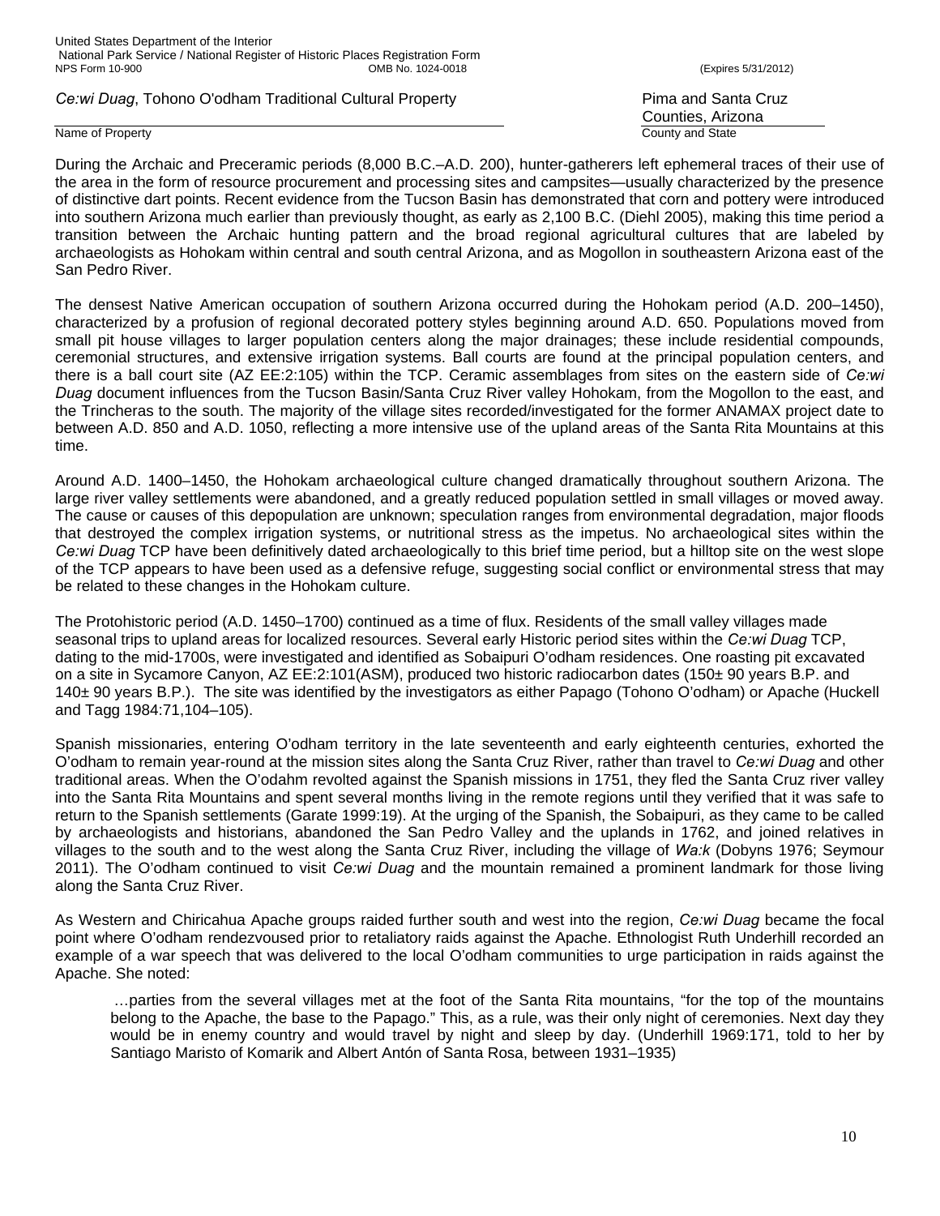During the Archaic and Preceramic periods (8,000 B.C.–A.D. 200), hunter-gatherers left ephemeral traces of their use of the area in the form of resource procurement and processing sites and campsites—usually characterized by the presence of distinctive dart points. Recent evidence from the Tucson Basin has demonstrated that corn and pottery were introduced into southern Arizona much earlier than previously thought, as early as 2,100 B.C. (Diehl 2005), making this time period a transition between the Archaic hunting pattern and the broad regional agricultural cultures that are labeled by archaeologists as Hohokam within central and south central Arizona, and as Mogollon in southeastern Arizona east of the San Pedro River.

The densest Native American occupation of southern Arizona occurred during the Hohokam period (A.D. 200–1450), characterized by a profusion of regional decorated pottery styles beginning around A.D. 650. Populations moved from small pit house villages to larger population centers along the major drainages; these include residential compounds, ceremonial structures, and extensive irrigation systems. Ball courts are found at the principal population centers, and there is a ball court site (AZ EE:2:105) within the TCP. Ceramic assemblages from sites on the eastern side of *Ce:wi Duag* document influences from the Tucson Basin/Santa Cruz River valley Hohokam, from the Mogollon to the east, and the Trincheras to the south. The majority of the village sites recorded/investigated for the former ANAMAX project date to between A.D. 850 and A.D. 1050, reflecting a more intensive use of the upland areas of the Santa Rita Mountains at this time.

Around A.D. 1400–1450, the Hohokam archaeological culture changed dramatically throughout southern Arizona. The large river valley settlements were abandoned, and a greatly reduced population settled in small villages or moved away. The cause or causes of this depopulation are unknown; speculation ranges from environmental degradation, major floods that destroyed the complex irrigation systems, or nutritional stress as the impetus. No archaeological sites within the *Ce:wi Duag* TCP have been definitively dated archaeologically to this brief time period, but a hilltop site on the west slope of the TCP appears to have been used as a defensive refuge, suggesting social conflict or environmental stress that may be related to these changes in the Hohokam culture.

The Protohistoric period (A.D. 1450–1700) continued as a time of flux. Residents of the small valley villages made seasonal trips to upland areas for localized resources. Several early Historic period sites within the *Ce:wi Duag* TCP, dating to the mid-1700s, were investigated and identified as Sobaipuri O'odham residences. One roasting pit excavated on a site in Sycamore Canyon, AZ EE:2:101(ASM), produced two historic radiocarbon dates (150± 90 years B.P. and 140± 90 years B.P.). The site was identified by the investigators as either Papago (Tohono O'odham) or Apache (Huckell and Tagg 1984:71,104–105).

Spanish missionaries, entering O'odham territory in the late seventeenth and early eighteenth centuries, exhorted the O'odham to remain year-round at the mission sites along the Santa Cruz River, rather than travel to *Ce:wi Duag* and other traditional areas. When the O'odahm revolted against the Spanish missions in 1751, they fled the Santa Cruz river valley into the Santa Rita Mountains and spent several months living in the remote regions until they verified that it was safe to return to the Spanish settlements (Garate 1999:19). At the urging of the Spanish, the Sobaipuri, as they came to be called by archaeologists and historians, abandoned the San Pedro Valley and the uplands in 1762, and joined relatives in villages to the south and to the west along the Santa Cruz River, including the village of *Wa:k* (Dobyns 1976; Seymour 2011). The O'odham continued to visit *Ce:wi Duag* and the mountain remained a prominent landmark for those living along the Santa Cruz River.

As Western and Chiricahua Apache groups raided further south and west into the region, *Ce:wi Duag* became the focal point where O'odham rendezvoused prior to retaliatory raids against the Apache. Ethnologist Ruth Underhill recorded an example of a war speech that was delivered to the local O'odham communities to urge participation in raids against the Apache. She noted:

> …parties from the several villages met at the foot of the Santa Rita mountains, "for the top of the mountains belong to the Apache, the base to the Papago." This, as a rule, was their only night of ceremonies. Next day they would be in enemy country and would travel by night and sleep by day. (Underhill 1969:171, told to her by Santiago Maristo of Komarik and Albert Antón of Santa Rosa, between 1931–1935)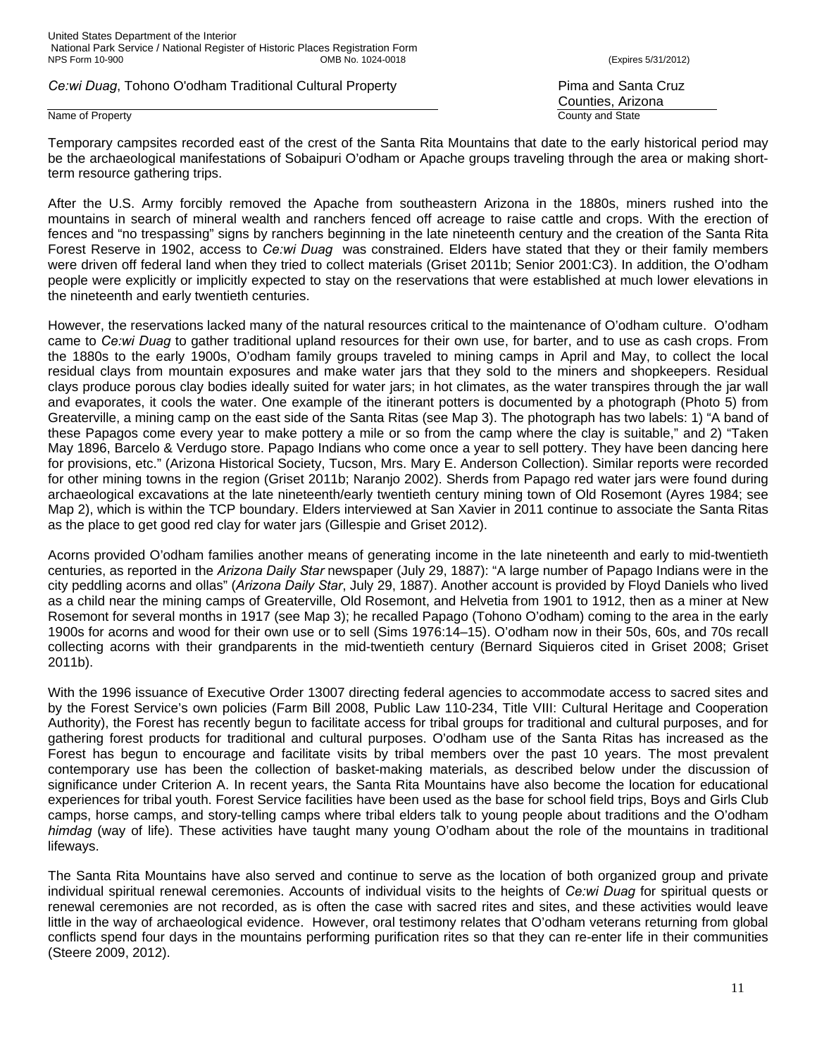Temporary campsites recorded east of the crest of the Santa Rita Mountains that date to the early historical period may be the archaeological manifestations of Sobaipuri O'odham or Apache groups traveling through the area or making short-term resource gathering trips.

After the U.S. Army forcibly removed the Apache from southeastern Arizona in the 1880s, miners rushed into the mountains in search of mineral wealth and ranchers fenced off acreage to raise cattle and crops. With the erection of fences and "no trespassing" signs by ranchers beginning in the late nineteenth century and the creation of the Santa Rita Forest Reserve in 1902, access to *Ce:wi Duag* was constrained. Elders have stated that they or their family members were driven off federal land when they tried to collect materials (Griset 2011b; Senior 2001:C3). In addition, the O'odham people were explicitly or implicitly expected to stay on the reservations that were established at much lower elevations in the nineteenth and early twentieth centuries.

However, the reservations lacked many of the natural resources critical to the maintenance of O'odham culture. O'odham came to *Ce:wi Duag* to gather traditional upland resources for their own use, for barter, and to use as cash crops. From the 1880s to the early 1900s, O'odham family groups traveled to mining camps in April and May, to collect the local residual clays from mountain exposures and make water jars that they sold to the miners and shopkeepers. Residual clays produce porous clay bodies ideally suited for water jars; in hot climates, as the water transpires through the jar wall and evaporates, it cools the water. One example of the itinerant potters is documented by a photograph (Photo 5) from Greaterville, a mining camp on the east side of the Santa Ritas (see Map 3). The photograph has two labels: 1) "A band of these Papagos come every year to make pottery a mile or so from the camp where the clay is suitable," and 2) "Taken May 1896, Barcelo & Verdugo store. Papago Indians who come once a year to sell pottery. They have been dancing here for provisions, etc." (Arizona Historical Society, Tucson, Mrs. Mary E. Anderson Collection). Similar reports were recorded for other mining towns in the region (Griset 2011b; Naranjo 2002). Sherds from Papago red water jars were found during archaeological excavations at the late nineteenth/early twentieth century mining town of Old Rosemont (Ayres 1984; see Map 2), which is within the TCP boundary. Elders interviewed at San Xavier in 2011 continue to associate the Santa Ritas as the place to get good red clay for water jars (Gillespie and Griset 2012).

Acorns provided O'odham families another means of generating income in the late nineteenth and early to mid-twentieth centuries, as reported in the *Arizona Daily Star* newspaper (July 29, 1887): "A large number of Papago Indians were in the city peddling acorns and ollas" (*Arizona Daily Star*, July 29, 1887). Another account is provided by Floyd Daniels who lived as a child near the mining camps of Greaterville, Old Rosemont, and Helvetia from 1901 to 1912, then as a miner at New Rosemont for several months in 1917 (see Map 3); he recalled Papago (Tohono O'odham) coming to the area in the early 1900s for acorns and wood for their own use or to sell (Sims 1976:14–15). O'odham now in their 50s, 60s, and 70s recall collecting acorns with their grandparents in the mid-twentieth century (Bernard Siquieros cited in Griset 2008; Griset 2011b).

With the 1996 issuance of Executive Order 13007 directing federal agencies to accommodate access to sacred sites and by the Forest Service's own policies (Farm Bill 2008, Public Law 110-234, Title VIII: Cultural Heritage and Cooperation Authority), the Forest has recently begun to facilitate access for tribal groups for traditional and cultural purposes, and for gathering forest products for traditional and cultural purposes. O'odham use of the Santa Ritas has increased as the Forest has begun to encourage and facilitate visits by tribal members over the past 10 years. The most prevalent contemporary use has been the collection of basket-making materials, as described below under the discussion of significance under Criterion A. In recent years, the Santa Rita Mountains have also become the location for educational experiences for tribal youth. Forest Service facilities have been used as the base for school field trips, Boys and Girls Club camps, horse camps, and story-telling camps where tribal elders talk to young people about traditions and the O'odham *himdag* (way of life). These activities have taught many young O'odham about the role of the mountains in traditional lifeways.

The Santa Rita Mountains have also served and continue to serve as the location of both organized group and private individual spiritual renewal ceremonies. Accounts of individual visits to the heights of *Ce:wi Duag* for spiritual quests or renewal ceremonies are not recorded, as is often the case with sacred rites and sites, and these activities would leave little in the way of archaeological evidence. However, oral testimony relates that O'odham veterans returning from global conflicts spend four days in the mountains performing purification rites so that they can re-enter life in their communities (Steere 2009, 2012).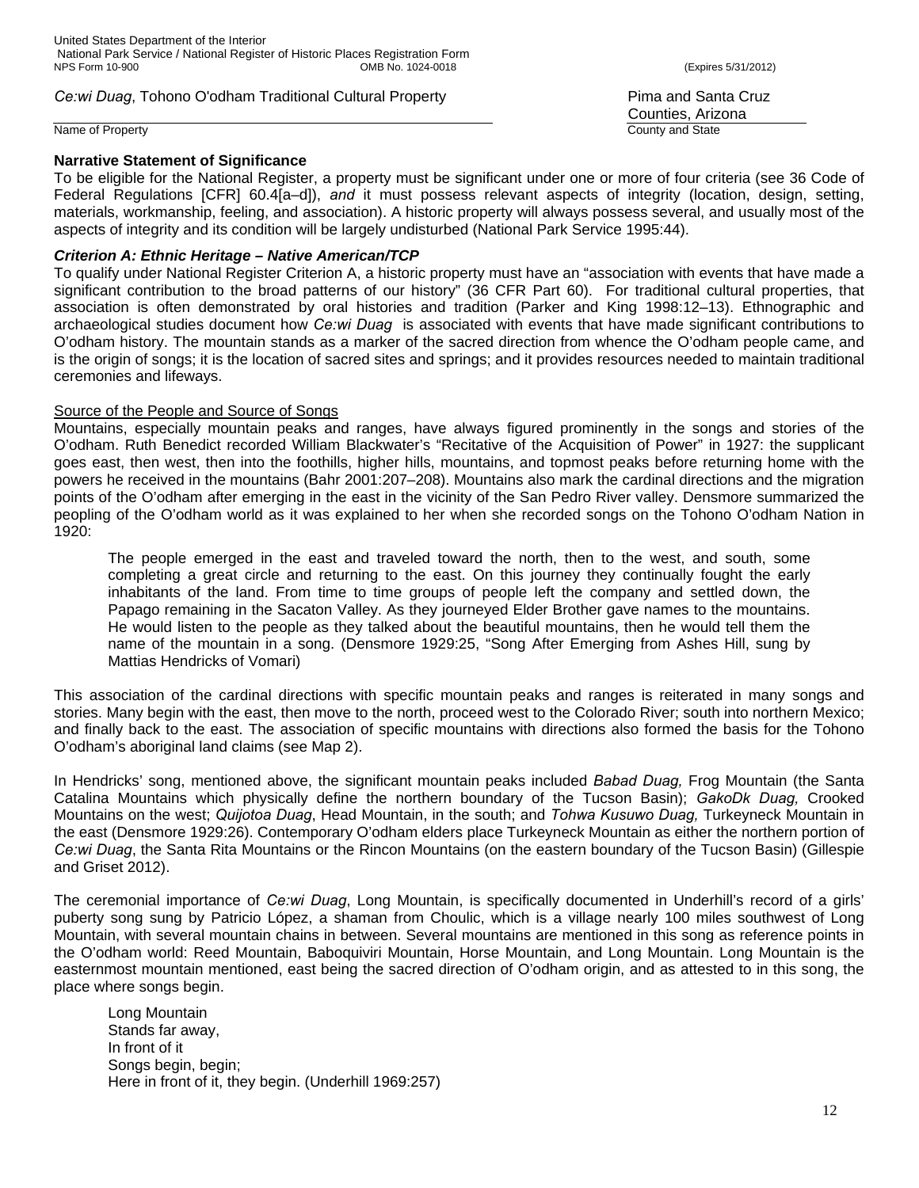**Narrative Statement of Significance**

To be eligible for the National Register, a property must be significant under one or more of four criteria (see 36 Code of Federal Regulations [CFR] 60.4[a–d]), *and* it must possess relevant aspects of integrity (location, design, setting, materials, workmanship, feeling, and association). A historic property will always possess several, and usually most of the aspects of integrity and its condition will be largely undisturbed (National Park Service 1995:44).

***Criterion A: Ethnic Heritage – Native American/TCP***

To qualify under National Register Criterion A, a historic property must have an "association with events that have made a significant contribution to the broad patterns of our history" (36 CFR Part 60). For traditional cultural properties, that association is often demonstrated by oral histories and tradition (Parker and King 1998:12–13). Ethnographic and archaeological studies document how *Ce:wi Duag* is associated with events that have made significant contributions to O'odham history. The mountain stands as a marker of the sacred direction from whence the O'odham people came, and is the origin of songs; it is the location of sacred sites and springs; and it provides resources needed to maintain traditional ceremonies and lifeways.

Source of the People and Source of Songs

Mountains, especially mountain peaks and ranges, have always figured prominently in the songs and stories of the O'odham. Ruth Benedict recorded William Blackwater's "Recitative of the Acquisition of Power" in 1927: the supplicant goes east, then west, then into the foothills, higher hills, mountains, and topmost peaks before returning home with the powers he received in the mountains (Bahr 2001:207–208). Mountains also mark the cardinal directions and the migration points of the O'odham after emerging in the east in the vicinity of the San Pedro River valley. Densmore summarized the peopling of the O'odham world as it was explained to her when she recorded songs on the Tohono O'odham Nation in 1920:

> The people emerged in the east and traveled toward the north, then to the west, and south, some completing a great circle and returning to the east. On this journey they continually fought the early inhabitants of the land. From time to time groups of people left the company and settled down, the Papago remaining in the Sacaton Valley. As they journeyed Elder Brother gave names to the mountains. He would listen to the people as they talked about the beautiful mountains, then he would tell them the name of the mountain in a song. (Densmore 1929:25, "Song After Emerging from Ashes Hill, sung by Mattias Hendricks of Vomari)

This association of the cardinal directions with specific mountain peaks and ranges is reiterated in many songs and stories. Many begin with the east, then move to the north, proceed west to the Colorado River; south into northern Mexico; and finally back to the east. The association of specific mountains with directions also formed the basis for the Tohono O'odham's aboriginal land claims (see Map 2).

In Hendricks' song, mentioned above, the significant mountain peaks included *Babad Duag,* Frog Mountain (the Santa Catalina Mountains which physically define the northern boundary of the Tucson Basin); *GakoDk Duag,* Crooked Mountains on the west; *Quijotoa Duag*, Head Mountain, in the south; and *Tohwa Kusuwo Duag,* Turkeyneck Mountain in the east (Densmore 1929:26). Contemporary O'odham elders place Turkeyneck Mountain as either the northern portion of *Ce:wi Duag*, the Santa Rita Mountains or the Rincon Mountains (on the eastern boundary of the Tucson Basin) (Gillespie and Griset 2012).

The ceremonial importance of *Ce:wi Duag*, Long Mountain, is specifically documented in Underhill's record of a girls' puberty song sung by Patricio López, a shaman from Choulic, which is a village nearly 100 miles southwest of Long Mountain, with several mountain chains in between. Several mountains are mentioned in this song as reference points in the O'odham world: Reed Mountain, Baboquiviri Mountain, Horse Mountain, and Long Mountain. Long Mountain is the easternmost mountain mentioned, east being the sacred direction of O'odham origin, and as attested to in this song, the place where songs begin.

> Long Mountain
> Stands far away,
> In front of it
> Songs begin, begin;
> Here in front of it, they begin. (Underhill 1969:257)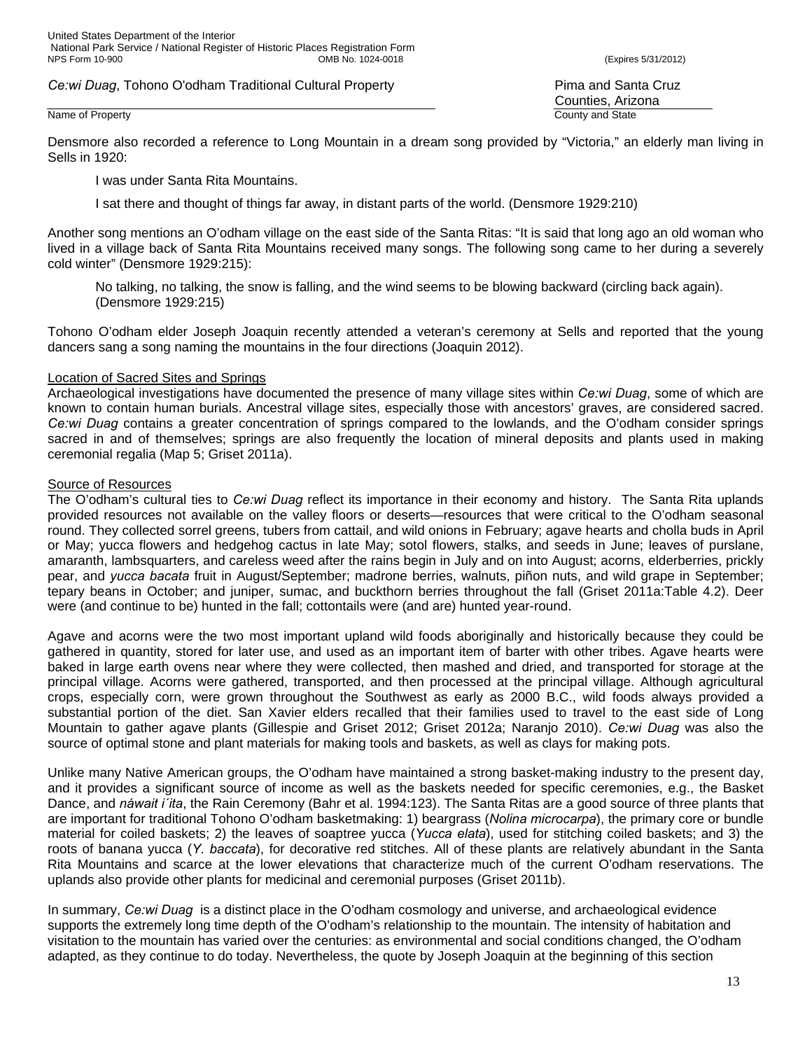Densmore also recorded a reference to Long Mountain in a dream song provided by "Victoria," an elderly man living in Sells in 1920:

> I was under Santa Rita Mountains.
>
> I sat there and thought of things far away, in distant parts of the world. (Densmore 1929:210)

Another song mentions an O'odham village on the east side of the Santa Ritas: "It is said that long ago an old woman who lived in a village back of Santa Rita Mountains received many songs. The following song came to her during a severely cold winter" (Densmore 1929:215):

> No talking, no talking, the snow is falling, and the wind seems to be blowing backward (circling back again). (Densmore 1929:215)

Tohono O'odham elder Joseph Joaquin recently attended a veteran's ceremony at Sells and reported that the young dancers sang a song naming the mountains in the four directions (Joaquin 2012).

## Location of Sacred Sites and Springs

Archaeological investigations have documented the presence of many village sites within *Ce:wi Duag*, some of which are known to contain human burials. Ancestral village sites, especially those with ancestors' graves, are considered sacred. *Ce:wi Duag* contains a greater concentration of springs compared to the lowlands, and the O'odham consider springs sacred in and of themselves; springs are also frequently the location of mineral deposits and plants used in making ceremonial regalia (Map 5; Griset 2011a).

## Source of Resources

The O'odham's cultural ties to *Ce:wi Duag* reflect its importance in their economy and history. The Santa Rita uplands provided resources not available on the valley floors or deserts—resources that were critical to the O'odham seasonal round. They collected sorrel greens, tubers from cattail, and wild onions in February; agave hearts and cholla buds in April or May; yucca flowers and hedgehog cactus in late May; sotol flowers, stalks, and seeds in June; leaves of purslane, amaranth, lambsquarters, and careless weed after the rains begin in July and on into August; acorns, elderberries, prickly pear, and *yucca bacata* fruit in August/September; madrone berries, walnuts, piñon nuts, and wild grape in September; tepary beans in October; and juniper, sumac, and buckthorn berries throughout the fall (Griset 2011a:Table 4.2). Deer were (and continue to be) hunted in the fall; cottontails were (and are) hunted year-round.

Agave and acorns were the two most important upland wild foods aboriginally and historically because they could be gathered in quantity, stored for later use, and used as an important item of barter with other tribes. Agave hearts were baked in large earth ovens near where they were collected, then mashed and dried, and transported for storage at the principal village. Acorns were gathered, transported, and then processed at the principal village. Although agricultural crops, especially corn, were grown throughout the Southwest as early as 2000 B.C., wild foods always provided a substantial portion of the diet. San Xavier elders recalled that their families used to travel to the east side of Long Mountain to gather agave plants (Gillespie and Griset 2012; Griset 2012a; Naranjo 2010). *Ce:wi Duag* was also the source of optimal stone and plant materials for making tools and baskets, as well as clays for making pots.

Unlike many Native American groups, the O'odham have maintained a strong basket-making industry to the present day, and it provides a significant source of income as well as the baskets needed for specific ceremonies, e.g., the Basket Dance, and *náwait i´ita*, the Rain Ceremony (Bahr et al. 1994:123). The Santa Ritas are a good source of three plants that are important for traditional Tohono O'odham basketmaking: 1) beargrass (*Nolina microcarpa*), the primary core or bundle material for coiled baskets; 2) the leaves of soaptree yucca (*Yucca elata*), used for stitching coiled baskets; and 3) the roots of banana yucca (*Y. baccata*), for decorative red stitches. All of these plants are relatively abundant in the Santa Rita Mountains and scarce at the lower elevations that characterize much of the current O'odham reservations. The uplands also provide other plants for medicinal and ceremonial purposes (Griset 2011b).

In summary, *Ce:wi Duag* is a distinct place in the O'odham cosmology and universe, and archaeological evidence supports the extremely long time depth of the O'odham's relationship to the mountain. The intensity of habitation and visitation to the mountain has varied over the centuries: as environmental and social conditions changed, the O'odham adapted, as they continue to do today. Nevertheless, the quote by Joseph Joaquin at the beginning of this section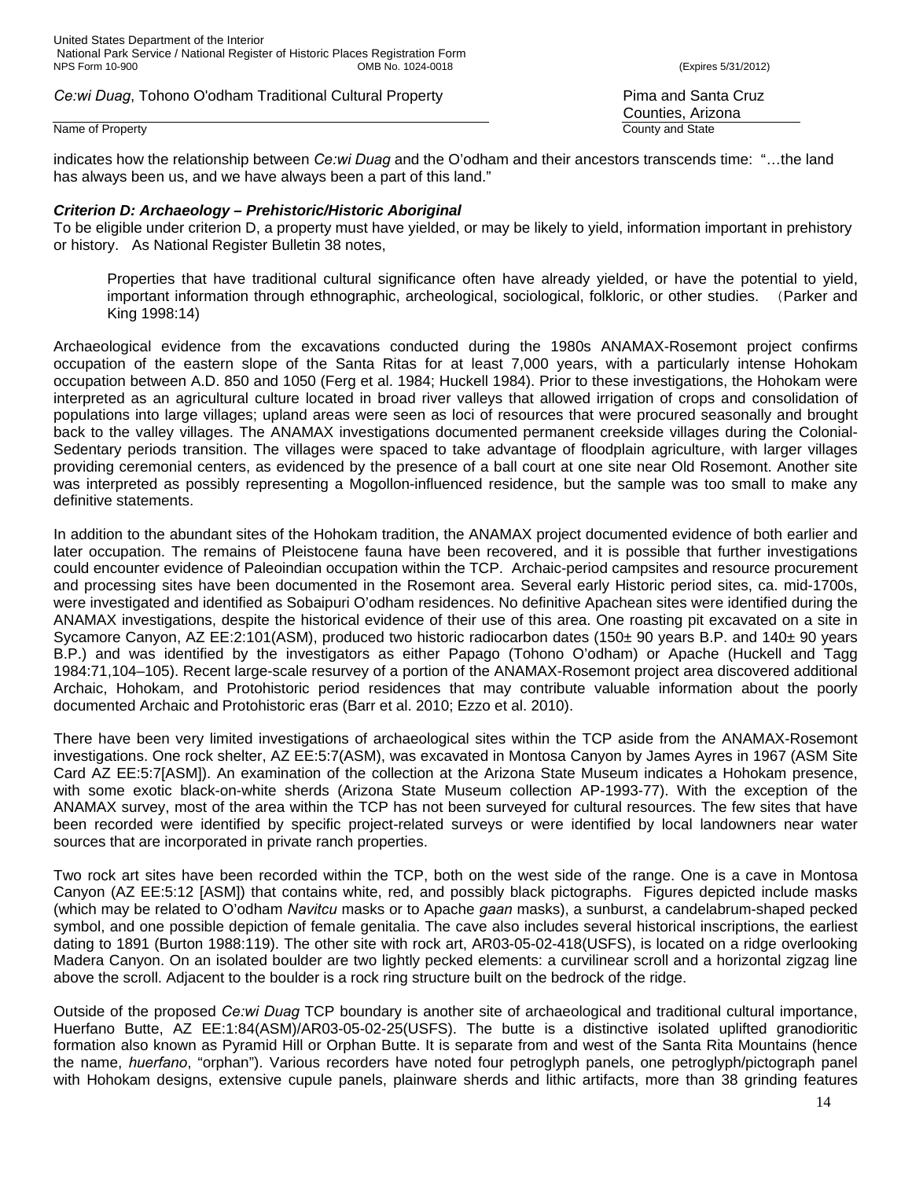indicates how the relationship between *Ce:wi Duag* and the O'odham and their ancestors transcends time: "…the land has always been us, and we have always been a part of this land."

***Criterion D: Archaeology – Prehistoric/Historic Aboriginal***

To be eligible under criterion D, a property must have yielded, or may be likely to yield, information important in prehistory or history. As National Register Bulletin 38 notes,

> Properties that have traditional cultural significance often have already yielded, or have the potential to yield, important information through ethnographic, archeological, sociological, folkloric, or other studies. (Parker and King 1998:14)

Archaeological evidence from the excavations conducted during the 1980s ANAMAX-Rosemont project confirms occupation of the eastern slope of the Santa Ritas for at least 7,000 years, with a particularly intense Hohokam occupation between A.D. 850 and 1050 (Ferg et al. 1984; Huckell 1984). Prior to these investigations, the Hohokam were interpreted as an agricultural culture located in broad river valleys that allowed irrigation of crops and consolidation of populations into large villages; upland areas were seen as loci of resources that were procured seasonally and brought back to the valley villages. The ANAMAX investigations documented permanent creekside villages during the Colonial-Sedentary periods transition. The villages were spaced to take advantage of floodplain agriculture, with larger villages providing ceremonial centers, as evidenced by the presence of a ball court at one site near Old Rosemont. Another site was interpreted as possibly representing a Mogollon-influenced residence, but the sample was too small to make any definitive statements.

In addition to the abundant sites of the Hohokam tradition, the ANAMAX project documented evidence of both earlier and later occupation. The remains of Pleistocene fauna have been recovered, and it is possible that further investigations could encounter evidence of Paleoindian occupation within the TCP. Archaic-period campsites and resource procurement and processing sites have been documented in the Rosemont area. Several early Historic period sites, ca. mid-1700s, were investigated and identified as Sobaipuri O'odham residences. No definitive Apachean sites were identified during the ANAMAX investigations, despite the historical evidence of their use of this area. One roasting pit excavated on a site in Sycamore Canyon, AZ EE:2:101(ASM), produced two historic radiocarbon dates (150± 90 years B.P. and 140± 90 years B.P.) and was identified by the investigators as either Papago (Tohono O'odham) or Apache (Huckell and Tagg 1984:71,104–105). Recent large-scale resurvey of a portion of the ANAMAX-Rosemont project area discovered additional Archaic, Hohokam, and Protohistoric period residences that may contribute valuable information about the poorly documented Archaic and Protohistoric eras (Barr et al. 2010; Ezzo et al. 2010).

There have been very limited investigations of archaeological sites within the TCP aside from the ANAMAX-Rosemont investigations. One rock shelter, AZ EE:5:7(ASM), was excavated in Montosa Canyon by James Ayres in 1967 (ASM Site Card AZ EE:5:7[ASM]). An examination of the collection at the Arizona State Museum indicates a Hohokam presence, with some exotic black-on-white sherds (Arizona State Museum collection AP-1993-77). With the exception of the ANAMAX survey, most of the area within the TCP has not been surveyed for cultural resources. The few sites that have been recorded were identified by specific project-related surveys or were identified by local landowners near water sources that are incorporated in private ranch properties.

Two rock art sites have been recorded within the TCP, both on the west side of the range. One is a cave in Montosa Canyon (AZ EE:5:12 [ASM]) that contains white, red, and possibly black pictographs. Figures depicted include masks (which may be related to O'odham *Navitcu* masks or to Apache *gaan* masks), a sunburst, a candelabrum-shaped pecked symbol, and one possible depiction of female genitalia. The cave also includes several historical inscriptions, the earliest dating to 1891 (Burton 1988:119). The other site with rock art, AR03-05-02-418(USFS), is located on a ridge overlooking Madera Canyon. On an isolated boulder are two lightly pecked elements: a curvilinear scroll and a horizontal zigzag line above the scroll. Adjacent to the boulder is a rock ring structure built on the bedrock of the ridge.

Outside of the proposed *Ce:wi Duag* TCP boundary is another site of archaeological and traditional cultural importance, Huerfano Butte, AZ EE:1:84(ASM)/AR03-05-02-25(USFS). The butte is a distinctive isolated uplifted granodioritic formation also known as Pyramid Hill or Orphan Butte. It is separate from and west of the Santa Rita Mountains (hence the name, *huerfano*, "orphan"). Various recorders have noted four petroglyph panels, one petroglyph/pictograph panel with Hohokam designs, extensive cupule panels, plainware sherds and lithic artifacts, more than 38 grinding features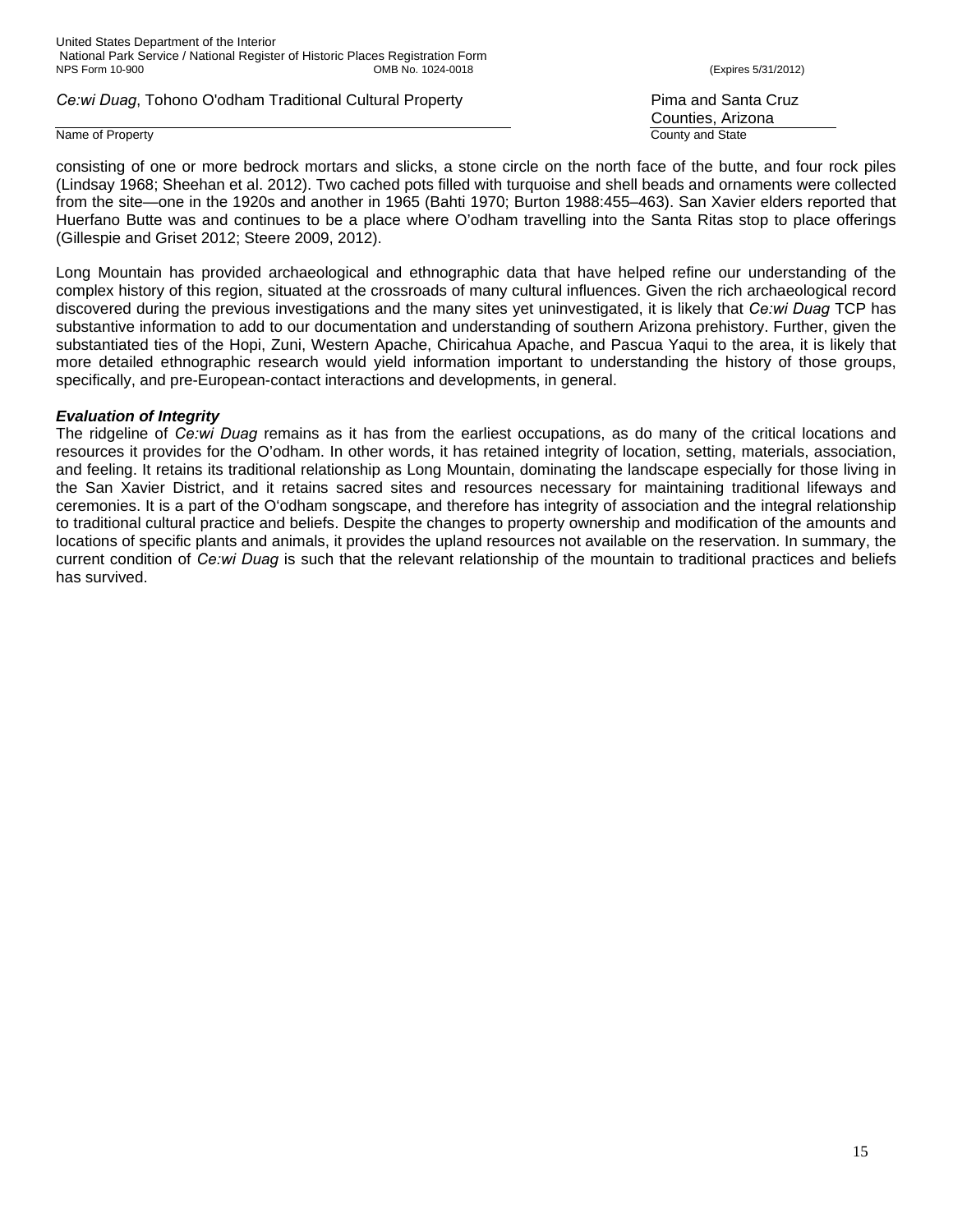consisting of one or more bedrock mortars and slicks, a stone circle on the north face of the butte, and four rock piles (Lindsay 1968; Sheehan et al. 2012). Two cached pots filled with turquoise and shell beads and ornaments were collected from the site—one in the 1920s and another in 1965 (Bahti 1970; Burton 1988:455–463). San Xavier elders reported that Huerfano Butte was and continues to be a place where O'odham travelling into the Santa Ritas stop to place offerings (Gillespie and Griset 2012; Steere 2009, 2012).

Long Mountain has provided archaeological and ethnographic data that have helped refine our understanding of the complex history of this region, situated at the crossroads of many cultural influences. Given the rich archaeological record discovered during the previous investigations and the many sites yet uninvestigated, it is likely that *Ce:wi Duag* TCP has substantive information to add to our documentation and understanding of southern Arizona prehistory. Further, given the substantiated ties of the Hopi, Zuni, Western Apache, Chiricahua Apache, and Pascua Yaqui to the area, it is likely that more detailed ethnographic research would yield information important to understanding the history of those groups, specifically, and pre-European-contact interactions and developments, in general.

***Evaluation of Integrity***

The ridgeline of *Ce:wi Duag* remains as it has from the earliest occupations, as do many of the critical locations and resources it provides for the O'odham. In other words, it has retained integrity of location, setting, materials, association, and feeling. It retains its traditional relationship as Long Mountain, dominating the landscape especially for those living in the San Xavier District, and it retains sacred sites and resources necessary for maintaining traditional lifeways and ceremonies. It is a part of the O'odham songscape, and therefore has integrity of association and the integral relationship to traditional cultural practice and beliefs. Despite the changes to property ownership and modification of the amounts and locations of specific plants and animals, it provides the upland resources not available on the reservation. In summary, the current condition of *Ce:wi Duag* is such that the relevant relationship of the mountain to traditional practices and beliefs has survived.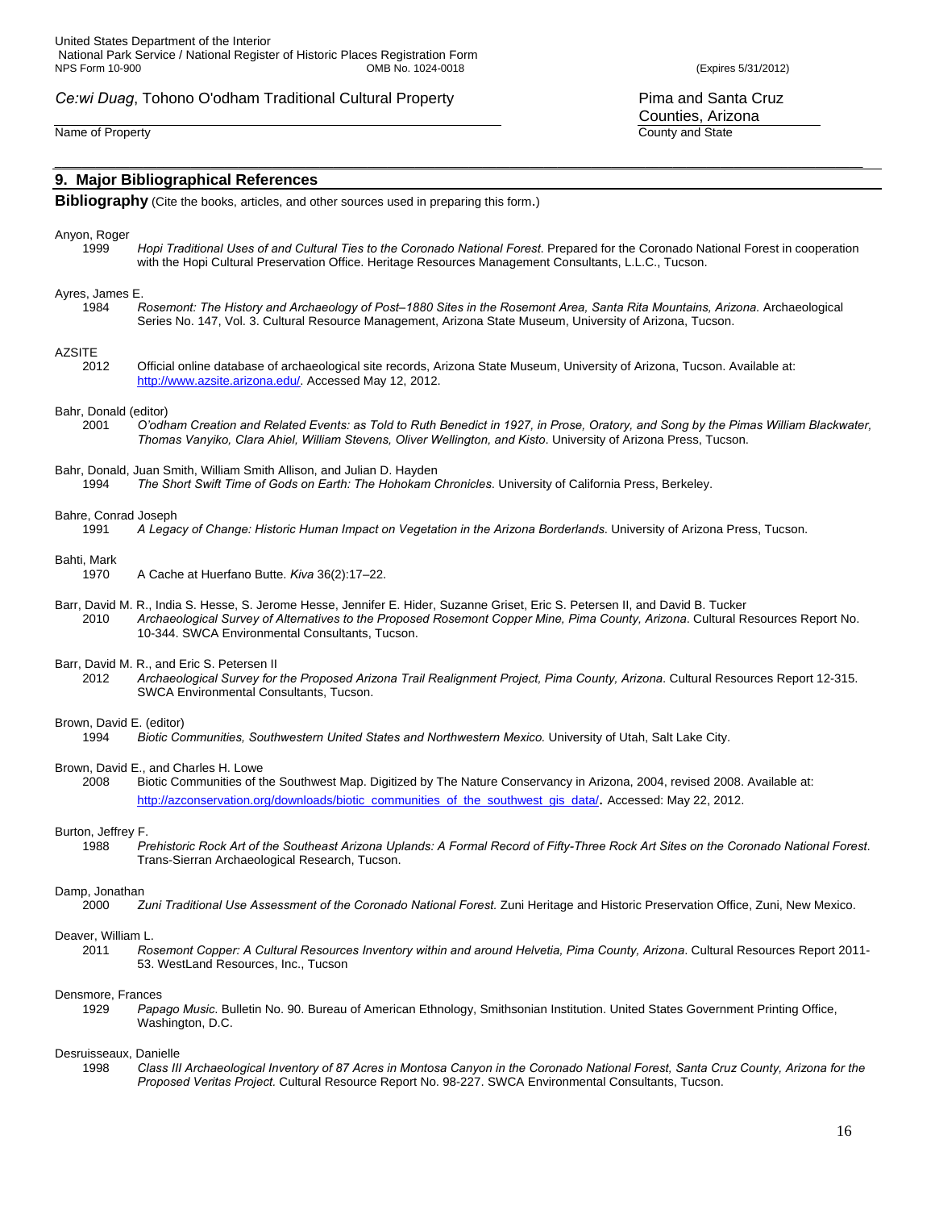## 9. Major Bibliographical References

**Bibliography** (Cite the books, articles, and other sources used in preparing this form.)

Anyon, Roger
1999 *Hopi Traditional Uses of and Cultural Ties to the Coronado National Forest.* Prepared for the Coronado National Forest in cooperation with the Hopi Cultural Preservation Office. Heritage Resources Management Consultants, L.L.C., Tucson.

Ayres, James E.
1984 *Rosemont: The History and Archaeology of Post–1880 Sites in the Rosemont Area, Santa Rita Mountains, Arizona.* Archaeological Series No. 147, Vol. 3. Cultural Resource Management, Arizona State Museum, University of Arizona, Tucson.

AZSITE
2012 Official online database of archaeological site records, Arizona State Museum, University of Arizona, Tucson. Available at: http://www.azsite.arizona.edu/. Accessed May 12, 2012.

Bahr, Donald (editor)
2001 *O'odham Creation and Related Events: as Told to Ruth Benedict in 1927, in Prose, Oratory, and Song by the Pimas William Blackwater, Thomas Vanyiko, Clara Ahiel, William Stevens, Oliver Wellington, and Kisto*. University of Arizona Press, Tucson.

Bahr, Donald, Juan Smith, William Smith Allison, and Julian D. Hayden
1994 *The Short Swift Time of Gods on Earth: The Hohokam Chronicles*. University of California Press, Berkeley.

Bahre, Conrad Joseph
1991 *A Legacy of Change: Historic Human Impact on Vegetation in the Arizona Borderlands*. University of Arizona Press, Tucson.

Bahti, Mark
1970 A Cache at Huerfano Butte. *Kiva* 36(2):17–22.

Barr, David M. R., India S. Hesse, S. Jerome Hesse, Jennifer E. Hider, Suzanne Griset, Eric S. Petersen II, and David B. Tucker
2010 *Archaeological Survey of Alternatives to the Proposed Rosemont Copper Mine, Pima County, Arizona*. Cultural Resources Report No. 10-344. SWCA Environmental Consultants, Tucson.

Barr, David M. R., and Eric S. Petersen II
2012 *Archaeological Survey for the Proposed Arizona Trail Realignment Project, Pima County, Arizona*. Cultural Resources Report 12-315. SWCA Environmental Consultants, Tucson.

Brown, David E. (editor)
1994 *Biotic Communities, Southwestern United States and Northwestern Mexico.* University of Utah, Salt Lake City.

Brown, David E., and Charles H. Lowe
2008 Biotic Communities of the Southwest Map. Digitized by The Nature Conservancy in Arizona, 2004, revised 2008. Available at: http://azconservation.org/downloads/biotic_communities_of_the_southwest_gis_data/**.** Accessed: May 22, 2012.

Burton, Jeffrey F.
1988 *Prehistoric Rock Art of the Southeast Arizona Uplands: A Formal Record of Fifty-Three Rock Art Sites on the Coronado National Forest*. Trans-Sierran Archaeological Research, Tucson.

Damp, Jonathan
2000 *Zuni Traditional Use Assessment of the Coronado National Forest.* Zuni Heritage and Historic Preservation Office, Zuni, New Mexico.

Deaver, William L.
2011 *Rosemont Copper: A Cultural Resources Inventory within and around Helvetia, Pima County, Arizona*. Cultural Resources Report 2011-53. WestLand Resources, Inc., Tucson

Densmore, Frances
1929 *Papago Music.* Bulletin No. 90. Bureau of American Ethnology, Smithsonian Institution. United States Government Printing Office, Washington, D.C.

Desruisseaux, Danielle
1998 *Class III Archaeological Inventory of 87 Acres in Montosa Canyon in the Coronado National Forest, Santa Cruz County, Arizona for the Proposed Veritas Project.* Cultural Resource Report No. 98-227. SWCA Environmental Consultants, Tucson.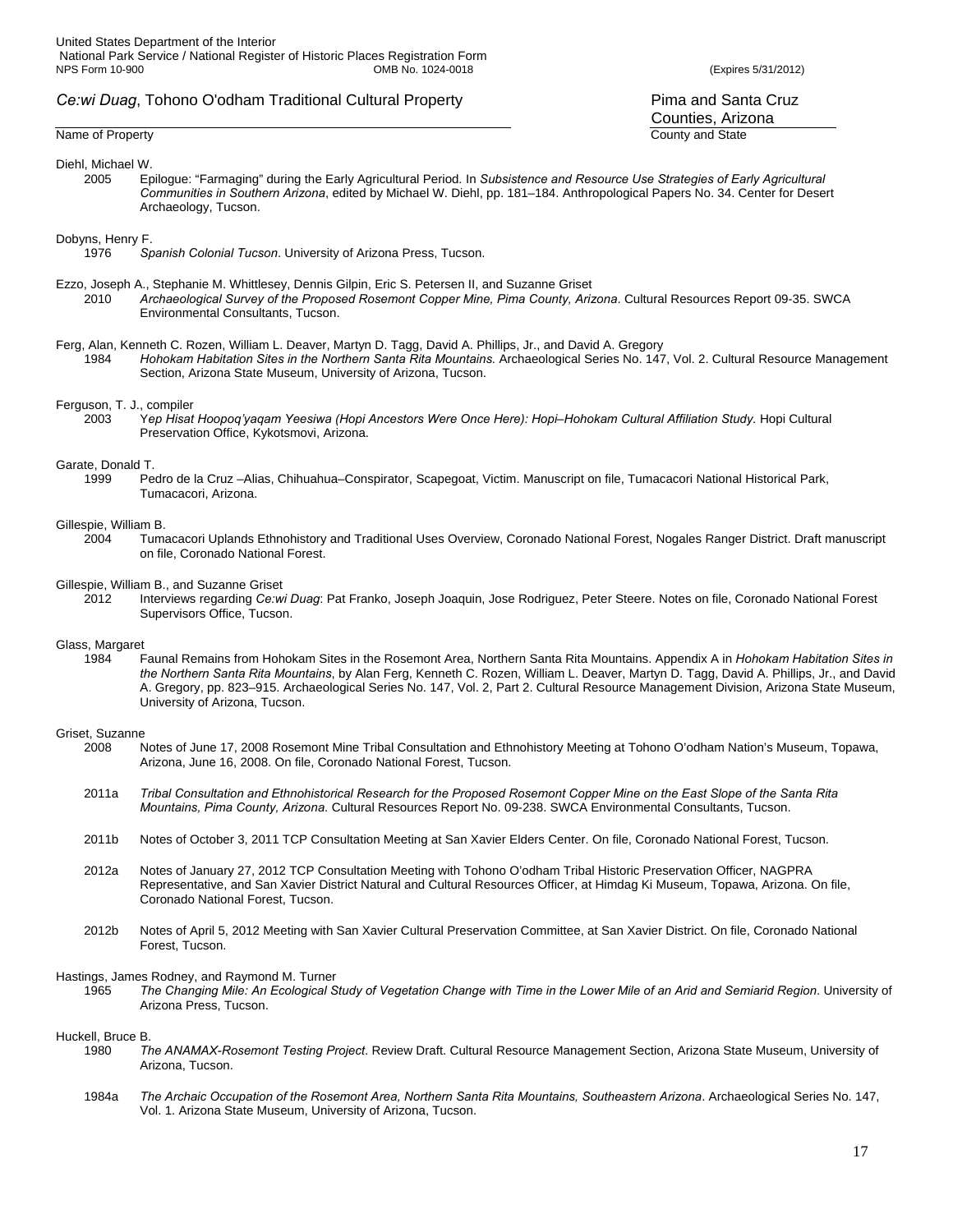Diehl, Michael W.

2005 Epilogue: “Farmaging” during the Early Agricultural Period. In *Subsistence and Resource Use Strategies of Early Agricultural Communities in Southern Arizona*, edited by Michael W. Diehl, pp. 181–184. Anthropological Papers No. 34. Center for Desert Archaeology, Tucson.

Dobyns, Henry F.

1976 *Spanish Colonial Tucson*. University of Arizona Press, Tucson.

Ezzo, Joseph A., Stephanie M. Whittlesey, Dennis Gilpin, Eric S. Petersen II, and Suzanne Griset

2010 *Archaeological Survey of the Proposed Rosemont Copper Mine, Pima County, Arizona*. Cultural Resources Report 09-35. SWCA Environmental Consultants, Tucson.

Ferg, Alan, Kenneth C. Rozen, William L. Deaver, Martyn D. Tagg, David A. Phillips, Jr., and David A. Gregory

1984 *Hohokam Habitation Sites in the Northern Santa Rita Mountains.* Archaeological Series No. 147, Vol. 2. Cultural Resource Management Section, Arizona State Museum, University of Arizona, Tucson.

Ferguson, T. J., compiler

2003 *Yep Hisat Hoopoq’yaqam Yeesiwa (Hopi Ancestors Were Once Here): Hopi–Hohokam Cultural Affiliation Study.* Hopi Cultural Preservation Office, Kykotsmovi, Arizona.

Garate, Donald T.

1999 Pedro de la Cruz –Alias, Chihuahua–Conspirator, Scapegoat, Victim. Manuscript on file, Tumacacori National Historical Park, Tumacacori, Arizona.

Gillespie, William B.

2004 Tumacacori Uplands Ethnohistory and Traditional Uses Overview, Coronado National Forest, Nogales Ranger District. Draft manuscript on file, Coronado National Forest.

Gillespie, William B., and Suzanne Griset

2012 Interviews regarding *Ce:wi Duag*: Pat Franko, Joseph Joaquin, Jose Rodriguez, Peter Steere. Notes on file, Coronado National Forest Supervisors Office, Tucson.

Glass, Margaret

1984 Faunal Remains from Hohokam Sites in the Rosemont Area, Northern Santa Rita Mountains. Appendix A in *Hohokam Habitation Sites in the Northern Santa Rita Mountains*, by Alan Ferg, Kenneth C. Rozen, William L. Deaver, Martyn D. Tagg, David A. Phillips, Jr., and David A. Gregory, pp. 823–915. Archaeological Series No. 147, Vol. 2, Part 2. Cultural Resource Management Division, Arizona State Museum, University of Arizona, Tucson.

Griset, Suzanne

2008 Notes of June 17, 2008 Rosemont Mine Tribal Consultation and Ethnohistory Meeting at Tohono O’odham Nation’s Museum, Topawa, Arizona, June 16, 2008. On file, Coronado National Forest, Tucson.

2011a *Tribal Consultation and Ethnohistorical Research for the Proposed Rosemont Copper Mine on the East Slope of the Santa Rita Mountains, Pima County, Arizona*. Cultural Resources Report No. 09-238. SWCA Environmental Consultants, Tucson.

2011b Notes of October 3, 2011 TCP Consultation Meeting at San Xavier Elders Center. On file, Coronado National Forest, Tucson.

2012a Notes of January 27, 2012 TCP Consultation Meeting with Tohono O’odham Tribal Historic Preservation Officer, NAGPRA Representative, and San Xavier District Natural and Cultural Resources Officer, at Himdag Ki Museum, Topawa, Arizona. On file, Coronado National Forest, Tucson.

2012b Notes of April 5, 2012 Meeting with San Xavier Cultural Preservation Committee, at San Xavier District. On file, Coronado National Forest, Tucson.

Hastings, James Rodney, and Raymond M. Turner

1965 *The Changing Mile: An Ecological Study of Vegetation Change with Time in the Lower Mile of an Arid and Semiarid Region*. University of Arizona Press, Tucson.

Huckell, Bruce B.

1980 *The ANAMAX-Rosemont Testing Project*. Review Draft. Cultural Resource Management Section, Arizona State Museum, University of Arizona, Tucson.

1984a *The Archaic Occupation of the Rosemont Area, Northern Santa Rita Mountains, Southeastern Arizona*. Archaeological Series No. 147, Vol. 1. Arizona State Museum, University of Arizona, Tucson.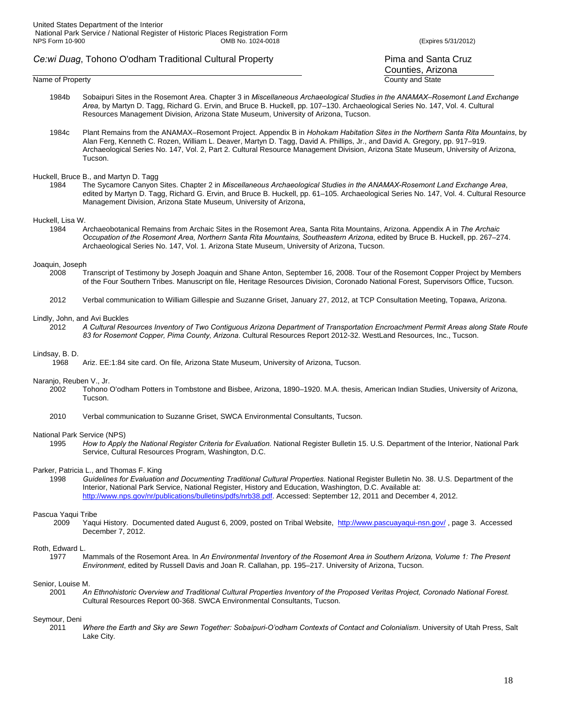1984b Sobaipuri Sites in the Rosemont Area. Chapter 3 in *Miscellaneous Archaeological Studies in the ANAMAX–Rosemont Land Exchange Area,* by Martyn D. Tagg, Richard G. Ervin, and Bruce B. Huckell, pp. 107–130. Archaeological Series No. 147, Vol. 4. Cultural Resources Management Division, Arizona State Museum, University of Arizona, Tucson.

1984c Plant Remains from the ANAMAX–Rosemont Project. Appendix B in *Hohokam Habitation Sites in the Northern Santa Rita Mountains*, by Alan Ferg, Kenneth C. Rozen, William L. Deaver, Martyn D. Tagg, David A. Phillips, Jr., and David A. Gregory, pp. 917–919. Archaeological Series No. 147, Vol. 2, Part 2. Cultural Resource Management Division, Arizona State Museum, University of Arizona, Tucson.

Huckell, Bruce B., and Martyn D. Tagg

1984 The Sycamore Canyon Sites. Chapter 2 in *Miscellaneous Archaeological Studies in the ANAMAX-Rosemont Land Exchange Area*, edited by Martyn D. Tagg, Richard G. Ervin, and Bruce B. Huckell, pp. 61–105. Archaeological Series No. 147, Vol. 4. Cultural Resource Management Division, Arizona State Museum, University of Arizona,

Huckell, Lisa W.

1984 Archaeobotanical Remains from Archaic Sites in the Rosemont Area, Santa Rita Mountains, Arizona. Appendix A in *The Archaic Occupation of the Rosemont Area, Northern Santa Rita Mountains, Southeastern Arizona*, edited by Bruce B. Huckell, pp. 267–274. Archaeological Series No. 147, Vol. 1. Arizona State Museum, University of Arizona, Tucson.

Joaquin, Joseph

2008 Transcript of Testimony by Joseph Joaquin and Shane Anton, September 16, 2008. Tour of the Rosemont Copper Project by Members of the Four Southern Tribes. Manuscript on file, Heritage Resources Division, Coronado National Forest, Supervisors Office, Tucson.

2012 Verbal communication to William Gillespie and Suzanne Griset, January 27, 2012, at TCP Consultation Meeting, Topawa, Arizona.

Lindly, John, and Avi Buckles

2012 *A Cultural Resources Inventory of Two Contiguous Arizona Department of Transportation Encroachment Permit Areas along State Route 83 for Rosemont Copper, Pima County, Arizona.* Cultural Resources Report 2012-32. WestLand Resources, Inc., Tucson.

Lindsay, B. D.

1968 Ariz. EE:1:84 site card. On file, Arizona State Museum, University of Arizona, Tucson.

Naranjo, Reuben V., Jr.

2002 Tohono O'odham Potters in Tombstone and Bisbee, Arizona, 1890–1920. M.A. thesis, American Indian Studies, University of Arizona, Tucson.

2010 Verbal communication to Suzanne Griset, SWCA Environmental Consultants, Tucson.

National Park Service (NPS)

1995 *How to Apply the National Register Criteria for Evaluation.* National Register Bulletin 15. U.S. Department of the Interior, National Park Service, Cultural Resources Program, Washington, D.C.

Parker, Patricia L., and Thomas F. King

1998 *Guidelines for Evaluation and Documenting Traditional Cultural Properties*. National Register Bulletin No. 38. U.S. Department of the Interior, National Park Service, National Register, History and Education, Washington, D.C. Available at: http://www.nps.gov/nr/publications/bulletins/pdfs/nrb38.pdf. Accessed: September 12, 2011 and December 4, 2012.

Pascua Yaqui Tribe

2009 Yaqui History. Documented dated August 6, 2009, posted on Tribal Website, http://www.pascuayaqui-nsn.gov/ , page 3. Accessed December 7, 2012.

Roth, Edward L.

1977 Mammals of the Rosemont Area. In *An Environmental Inventory of the Rosemont Area in Southern Arizona, Volume 1: The Present Environment*, edited by Russell Davis and Joan R. Callahan, pp. 195–217. University of Arizona, Tucson.

Senior, Louise M.

2001 *An Ethnohistoric Overview and Traditional Cultural Properties Inventory of the Proposed Veritas Project, Coronado National Forest.* Cultural Resources Report 00-368. SWCA Environmental Consultants, Tucson.

Seymour, Deni

2011 *Where the Earth and Sky are Sewn Together: Sobaípuri-O'odham Contexts of Contact and Colonialism*. University of Utah Press, Salt Lake City.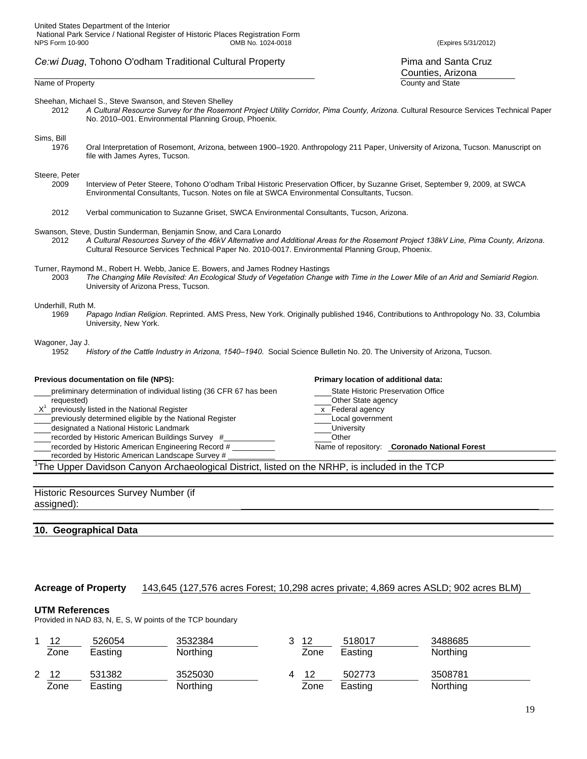Sheehan, Michael S., Steve Swanson, and Steven Shelley

2012 *A Cultural Resource Survey for the Rosemont Project Utility Corridor, Pima County, Arizona*. Cultural Resource Services Technical Paper No. 2010–001. Environmental Planning Group, Phoenix.

Sims, Bill

1976 Oral Interpretation of Rosemont, Arizona, between 1900–1920. Anthropology 211 Paper, University of Arizona, Tucson. Manuscript on file with James Ayres, Tucson.

Steere, Peter

2009 Interview of Peter Steere, Tohono O'odham Tribal Historic Preservation Officer, by Suzanne Griset, September 9, 2009, at SWCA Environmental Consultants, Tucson. Notes on file at SWCA Environmental Consultants, Tucson.

2012 Verbal communication to Suzanne Griset, SWCA Environmental Consultants, Tucson, Arizona.

Swanson, Steve, Dustin Sunderman, Benjamin Snow, and Cara Lonardo

2012 *A Cultural Resources Survey of the 46kV Alternative and Additional Areas for the Rosemont Project 138kV Line, Pima County, Arizona*. Cultural Resource Services Technical Paper No. 2010-0017. Environmental Planning Group, Phoenix.

Turner, Raymond M., Robert H. Webb, Janice E. Bowers, and James Rodney Hastings

2003 *The Changing Mile Revisited: An Ecological Study of Vegetation Change with Time in the Lower Mile of an Arid and Semiarid Region.* University of Arizona Press, Tucson.

Underhill, Ruth M.

1969 *Papago Indian Religion*. Reprinted. AMS Press, New York. Originally published 1946, Contributions to Anthropology No. 33, Columbia University, New York.

Wagoner, Jay J.

1952 *History of the Cattle Industry in Arizona, 1540–1940.* Social Science Bulletin No. 20. The University of Arizona, Tucson.

**Previous documentation on file (NPS):**

- ___ preliminary determination of individual listing (36 CFR 67 has been requested)
- X[1] previously listed in the National Register
- ___ previously determined eligible by the National Register
- ___ designated a National Historic Landmark
- ___ recorded by Historic American Buildings Survey #___
- ___ recorded by Historic American Engineering Record #___
- ___ recorded by Historic American Landscape Survey #___

**Primary location of additional data:**

- ___ State Historic Preservation Office
- ___ Other State agency
- x Federal agency
- ___ Local government
- ___ University
- ___ Other

Name of repository: **Coronado National Forest**

[1]The Upper Davidson Canyon Archaeological District, listed on the NRHP, is included in the TCP

Historic Resources Survey Number (if assigned): ___

## 10. Geographical Data

**Acreage of Property** 143,645 (127,576 acres Forest; 10,298 acres private; 4,869 acres ASLD; 902 acres BLM)

**UTM References**

Provided in NAD 83, N, E, S, W points of the TCP boundary

| | Zone | Easting | Northing |
|---|---|---|---|
| 1 | 12 | 526054 | 3532384 |
| 2 | 12 | 531382 | 3525030 |
| 3 | 12 | 518017 | 3488685 |
| 4 | 12 | 502773 | 3508781 |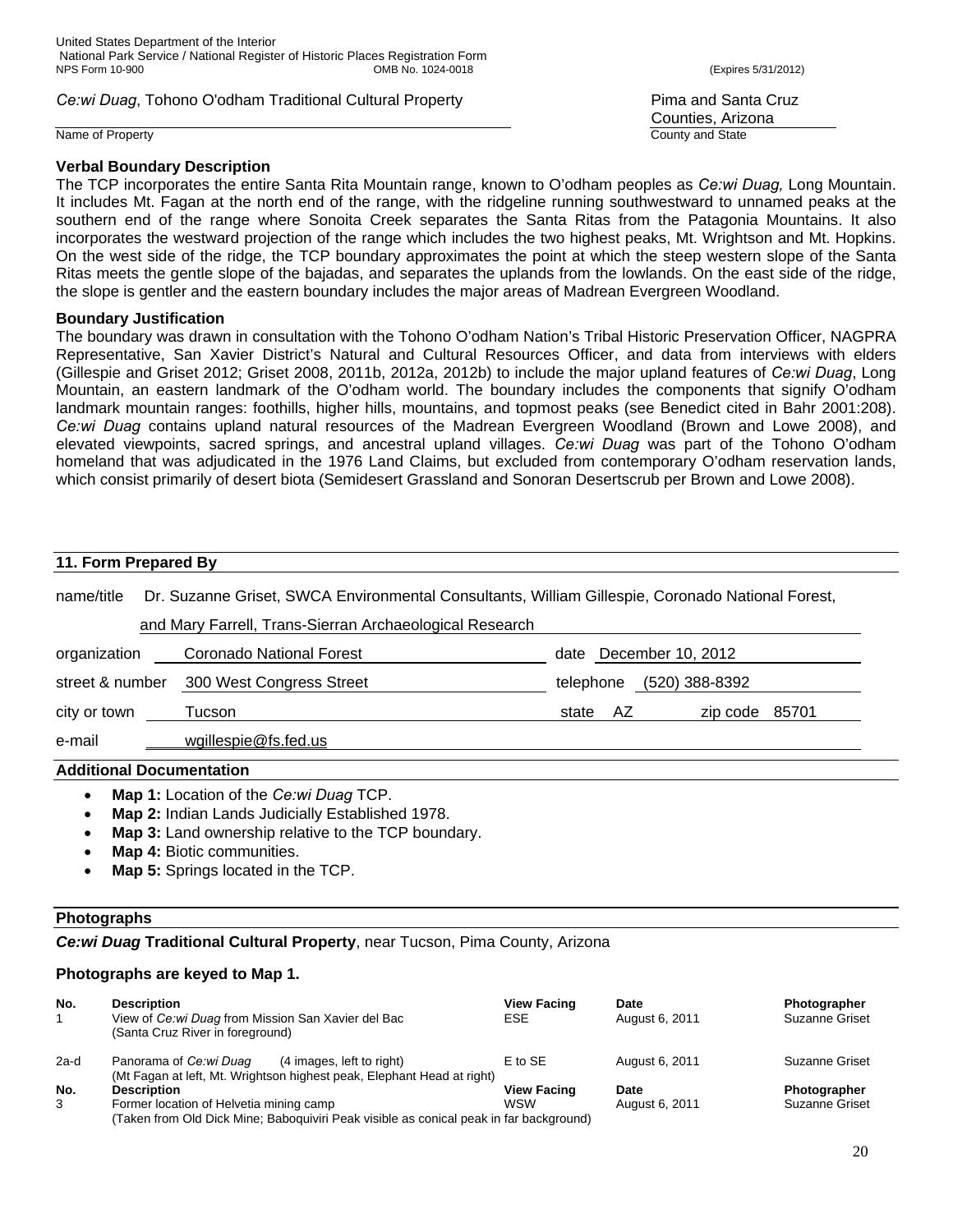### Verbal Boundary Description

The TCP incorporates the entire Santa Rita Mountain range, known to O'odham peoples as *Ce:wi Duag,* Long Mountain. It includes Mt. Fagan at the north end of the range, with the ridgeline running southwestward to unnamed peaks at the southern end of the range where Sonoita Creek separates the Santa Ritas from the Patagonia Mountains. It also incorporates the westward projection of the range which includes the two highest peaks, Mt. Wrightson and Mt. Hopkins. On the west side of the ridge, the TCP boundary approximates the point at which the steep western slope of the Santa Ritas meets the gentle slope of the bajadas, and separates the uplands from the lowlands. On the east side of the ridge, the slope is gentler and the eastern boundary includes the major areas of Madrean Evergreen Woodland.

### Boundary Justification

The boundary was drawn in consultation with the Tohono O'odham Nation's Tribal Historic Preservation Officer, NAGPRA Representative, San Xavier District's Natural and Cultural Resources Officer, and data from interviews with elders (Gillespie and Griset 2012; Griset 2008, 2011b, 2012a, 2012b) to include the major upland features of *Ce:wi Duag*, Long Mountain, an eastern landmark of the O'odham world. The boundary includes the components that signify O'odham landmark mountain ranges: foothills, higher hills, mountains, and topmost peaks (see Benedict cited in Bahr 2001:208). *Ce:wi Duag* contains upland natural resources of the Madrean Evergreen Woodland (Brown and Lowe 2008), and elevated viewpoints, sacred springs, and ancestral upland villages. *Ce:wi Duag* was part of the Tohono O'odham homeland that was adjudicated in the 1976 Land Claims, but excluded from contemporary O'odham reservation lands, which consist primarily of desert biota (Semidesert Grassland and Sonoran Desertscrub per Brown and Lowe 2008).

## 11. Form Prepared By

name/title Dr. Suzanne Griset, SWCA Environmental Consultants, William Gillespie, Coronado National Forest, and Mary Farrell, Trans-Sierran Archaeological Research

organization Coronado National Forest — date December 10, 2012

street & number 300 West Congress Street — telephone (520) 388-8392

city or town Tucson — state AZ — zip code 85701

e-mail wgillespie@fs.fed.us

### Additional Documentation

- **Map 1:** Location of the *Ce:wi Duag* TCP.
- **Map 2:** Indian Lands Judicially Established 1978.
- **Map 3:** Land ownership relative to the TCP boundary.
- **Map 4:** Biotic communities.
- **Map 5:** Springs located in the TCP.

### Photographs

***Ce:wi Duag* Traditional Cultural Property**, near Tucson, Pima County, Arizona

**Photographs are keyed to Map 1.**

| No. | Description | View Facing | Date | Photographer |
|---|---|---|---|---|
| 1 | View of *Ce:wi Duag* from Mission San Xavier del Bac (Santa Cruz River in foreground) | ESE | August 6, 2011 | Suzanne Griset |
| 2a-d | Panorama of *Ce:wi Duag* (4 images, left to right) (Mt Fagan at left, Mt. Wrightson highest peak, Elephant Head at right) | E to SE | August 6, 2011 | Suzanne Griset |
| 3 | Former location of Helvetia mining camp (Taken from Old Dick Mine; Baboquiviri Peak visible as conical peak in far background) | WSW | August 6, 2011 | Suzanne Griset |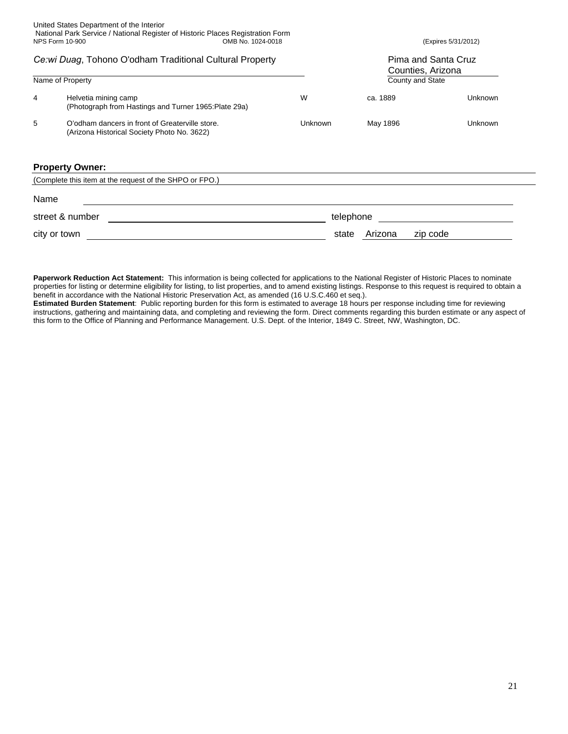| | | | | |
|---|---|---|---|---|
| 4 | Helvetia mining camp (Photograph from Hastings and Turner 1965:Plate 29a) | W | ca. 1889 | Unknown |
| 5 | O'odham dancers in front of Greaterville store. (Arizona Historical Society Photo No. 3622) | Unknown | May 1896 | Unknown |

**Property Owner:**

(Complete this item at the request of the SHPO or FPO.)

Name

street & number telephone

city or town state Arizona zip code

**Paperwork Reduction Act Statement:** This information is being collected for applications to the National Register of Historic Places to nominate properties for listing or determine eligibility for listing, to list properties, and to amend existing listings. Response to this request is required to obtain a benefit in accordance with the National Historic Preservation Act, as amended (16 U.S.C.460 et seq.).

**Estimated Burden Statement**: Public reporting burden for this form is estimated to average 18 hours per response including time for reviewing instructions, gathering and maintaining data, and completing and reviewing the form. Direct comments regarding this burden estimate or any aspect of this form to the Office of Planning and Performance Management. U.S. Dept. of the Interior, 1849 C. Street, NW, Washington, DC.